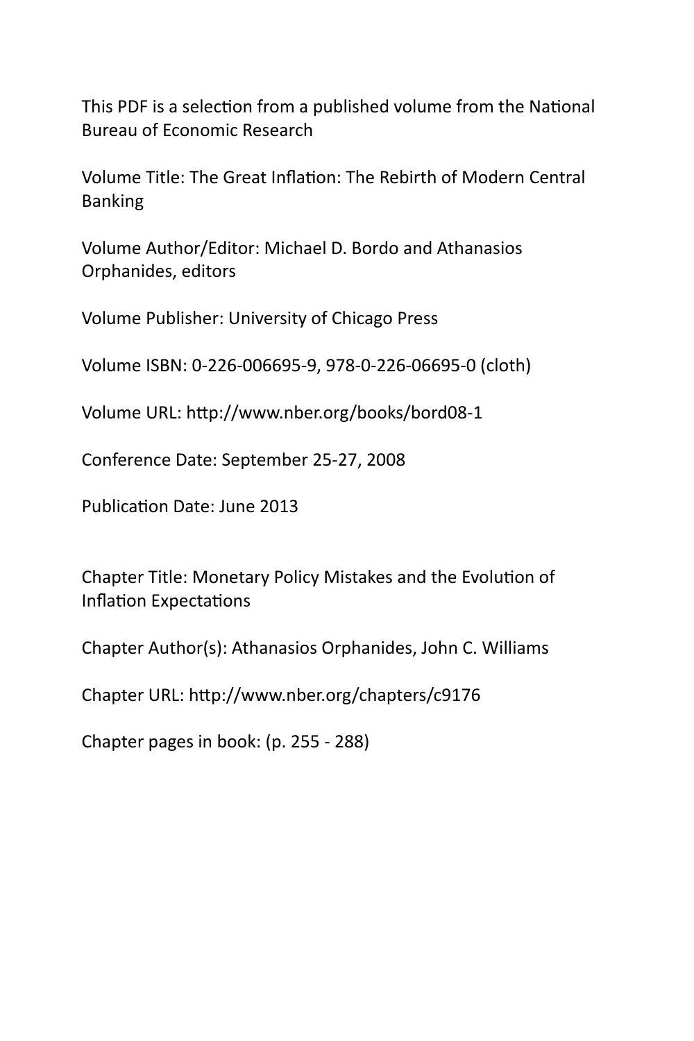This PDF is a selection from a published volume from the National Bureau of Economic Research

Volume Title: The Great Inflation: The Rebirth of Modern Central Banking

Volume Author/Editor: Michael D. Bordo and Athanasios Orphanides, editors

Volume Publisher: University of Chicago Press

Volume ISBN: 0-226-006695-9, 978-0-226-06695-0 (cloth)

Volume URL: http://www.nber.org/books/bord08-1

Conference Date: September 25-27, 2008

Publication Date: June 2013

Chapter Title: Monetary Policy Mistakes and the Evolution of Inflation Expectations

Chapter Author(s): Athanasios Orphanides, John C. Williams

Chapter URL: http://www.nber.org/chapters/c9176

Chapter pages in book: (p. 255 - 288)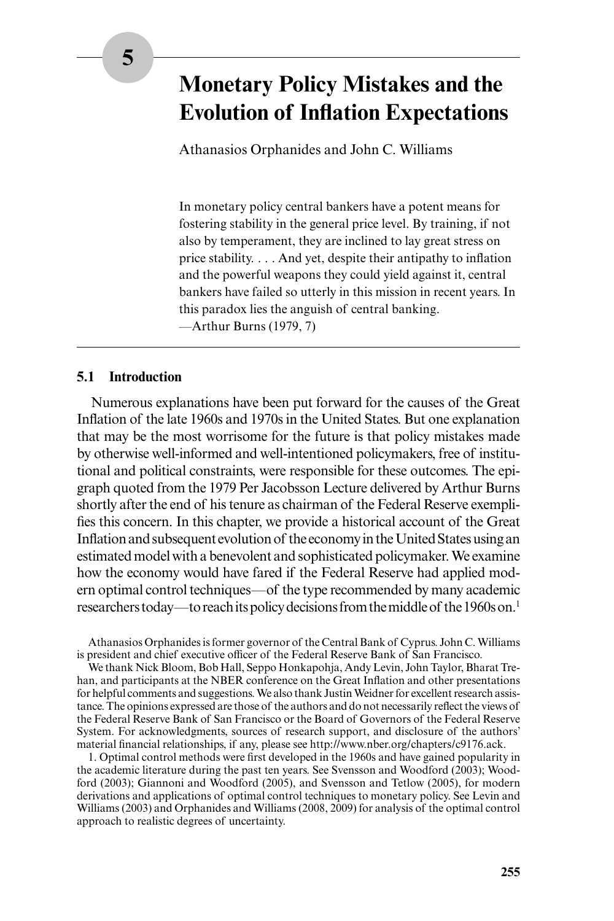# 5 Monetary Policy Mistakes and the Evolution of Inflation Expectations

Athanasios Orphanides and John C. Williams

> In monetary policy central bankers have a potent means for fostering stability in the general price level. By training, if not also by temperament, they are inclined to lay great stress on price stability. . . . And yet, despite their antipathy to inflation and the powerful weapons they could yield against it, central bankers have failed so utterly in this mission in recent years. In this paradox lies the anguish of central banking.
> —Arthur Burns (1979, 7)

## 5.1 Introduction

Numerous explanations have been put forward for the causes of the Great Inflation of the late 1960s and 1970s in the United States. But one explanation that may be the most worrisome for the future is that policy mistakes made by otherwise well-informed and well-intentioned policymakers, free of institutional and political constraints, were responsible for these outcomes. The epigraph quoted from the 1979 Per Jacobsson Lecture delivered by Arthur Burns shortly after the end of his tenure as chairman of the Federal Reserve exemplifies this concern. In this chapter, we provide a historical account of the Great Inflation and subsequent evolution of the economy in the United States using an estimated model with a benevolent and sophisticated policymaker. We examine how the economy would have fared if the Federal Reserve had applied modern optimal control techniques—of the type recommended by many academic researchers today—to reach its policy decisions from the middle of the 1960s on.[1]

Athanasios Orphanides is former governor of the Central Bank of Cyprus. John C. Williams is president and chief executive officer of the Federal Reserve Bank of San Francisco.

We thank Nick Bloom, Bob Hall, Seppo Honkapohja, Andy Levin, John Taylor, Bharat Trehan, and participants at the NBER conference on the Great Inflation and other presentations for helpful comments and suggestions. We also thank Justin Weidner for excellent research assistance. The opinions expressed are those of the authors and do not necessarily reflect the views of the Federal Reserve Bank of San Francisco or the Board of Governors of the Federal Reserve System. For acknowledgments, sources of research support, and disclosure of the authors' material financial relationships, if any, please see http://www.nber.org/chapters/c9176.ack.

1. Optimal control methods were first developed in the 1960s and have gained popularity in the academic literature during the past ten years. See Svensson and Woodford (2003); Woodford (2003); Giannoni and Woodford (2005), and Svensson and Tetlow (2005), for modern derivations and applications of optimal control techniques to monetary policy. See Levin and Williams (2003) and Orphanides and Williams (2008, 2009) for analysis of the optimal control approach to realistic degrees of uncertainty.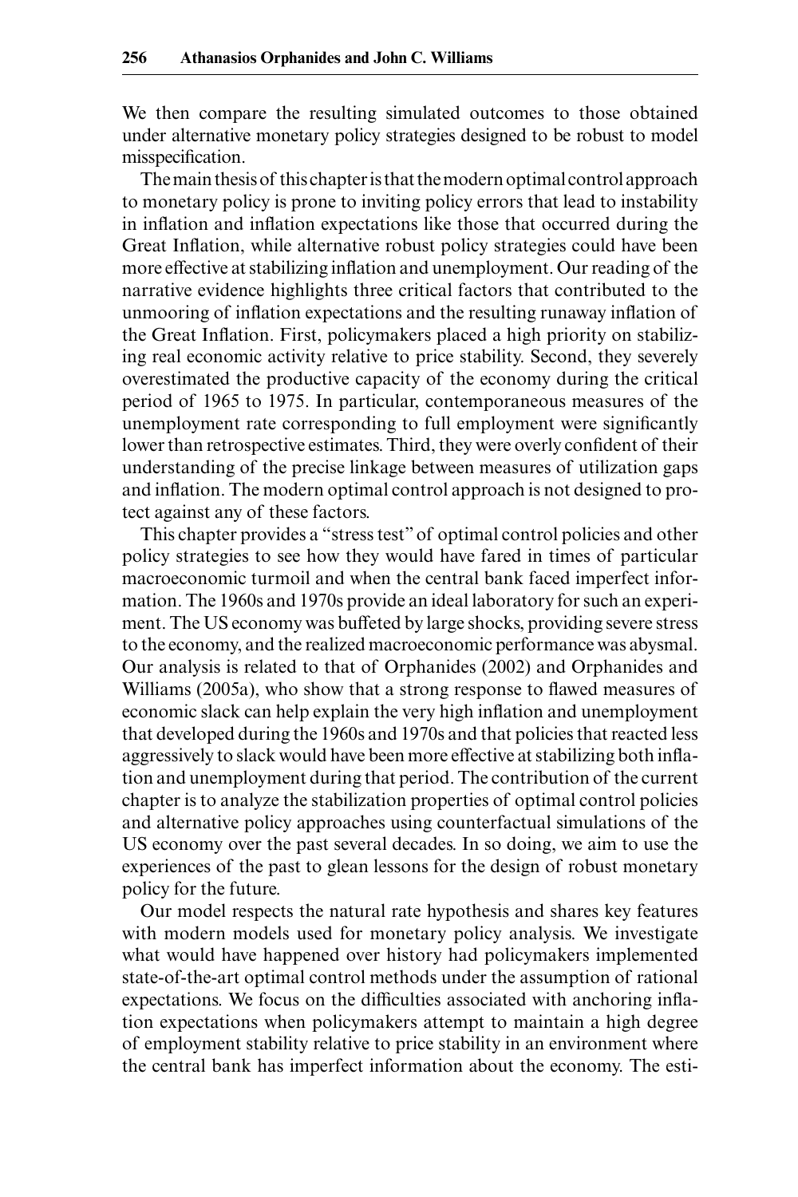We then compare the resulting simulated outcomes to those obtained under alternative monetary policy strategies designed to be robust to model misspecification.

The main thesis of this chapter is that the modern optimal control approach to monetary policy is prone to inviting policy errors that lead to instability in inflation and inflation expectations like those that occurred during the Great Inflation, while alternative robust policy strategies could have been more effective at stabilizing inflation and unemployment. Our reading of the narrative evidence highlights three critical factors that contributed to the unmooring of inflation expectations and the resulting runaway inflation of the Great Inflation. First, policymakers placed a high priority on stabilizing real economic activity relative to price stability. Second, they severely overestimated the productive capacity of the economy during the critical period of 1965 to 1975. In particular, contemporaneous measures of the unemployment rate corresponding to full employment were significantly lower than retrospective estimates. Third, they were overly confident of their understanding of the precise linkage between measures of utilization gaps and inflation. The modern optimal control approach is not designed to protect against any of these factors.

This chapter provides a "stress test" of optimal control policies and other policy strategies to see how they would have fared in times of particular macroeconomic turmoil and when the central bank faced imperfect information. The 1960s and 1970s provide an ideal laboratory for such an experiment. The US economy was buffeted by large shocks, providing severe stress to the economy, and the realized macroeconomic performance was abysmal. Our analysis is related to that of Orphanides (2002) and Orphanides and Williams (2005a), who show that a strong response to flawed measures of economic slack can help explain the very high inflation and unemployment that developed during the 1960s and 1970s and that policies that reacted less aggressively to slack would have been more effective at stabilizing both inflation and unemployment during that period. The contribution of the current chapter is to analyze the stabilization properties of optimal control policies and alternative policy approaches using counterfactual simulations of the US economy over the past several decades. In so doing, we aim to use the experiences of the past to glean lessons for the design of robust monetary policy for the future.

Our model respects the natural rate hypothesis and shares key features with modern models used for monetary policy analysis. We investigate what would have happened over history had policymakers implemented state-of-the-art optimal control methods under the assumption of rational expectations. We focus on the difficulties associated with anchoring inflation expectations when policymakers attempt to maintain a high degree of employment stability relative to price stability in an environment where the central bank has imperfect information about the economy. The esti-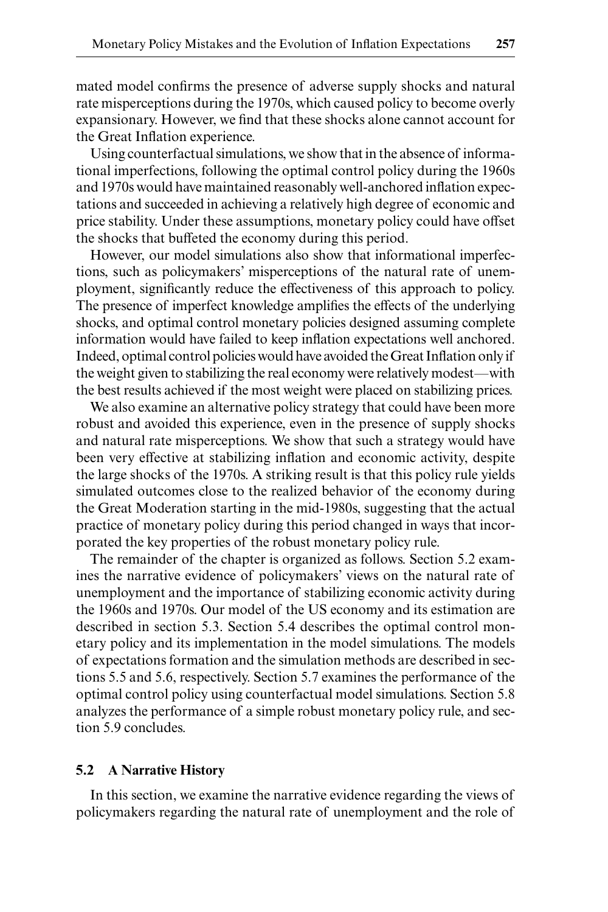mated model confirms the presence of adverse supply shocks and natural rate misperceptions during the 1970s, which caused policy to become overly expansionary. However, we find that these shocks alone cannot account for the Great Inflation experience.

Using counterfactual simulations, we show that in the absence of informational imperfections, following the optimal control policy during the 1960s and 1970s would have maintained reasonably well-anchored inflation expectations and succeeded in achieving a relatively high degree of economic and price stability. Under these assumptions, monetary policy could have offset the shocks that buffeted the economy during this period.

However, our model simulations also show that informational imperfections, such as policymakers' misperceptions of the natural rate of unemployment, significantly reduce the effectiveness of this approach to policy. The presence of imperfect knowledge amplifies the effects of the underlying shocks, and optimal control monetary policies designed assuming complete information would have failed to keep inflation expectations well anchored. Indeed, optimal control policies would have avoided the Great Inflation only if the weight given to stabilizing the real economy were relatively modest—with the best results achieved if the most weight were placed on stabilizing prices.

We also examine an alternative policy strategy that could have been more robust and avoided this experience, even in the presence of supply shocks and natural rate misperceptions. We show that such a strategy would have been very effective at stabilizing inflation and economic activity, despite the large shocks of the 1970s. A striking result is that this policy rule yields simulated outcomes close to the realized behavior of the economy during the Great Moderation starting in the mid-1980s, suggesting that the actual practice of monetary policy during this period changed in ways that incorporated the key properties of the robust monetary policy rule.

The remainder of the chapter is organized as follows. Section 5.2 examines the narrative evidence of policymakers' views on the natural rate of unemployment and the importance of stabilizing economic activity during the 1960s and 1970s. Our model of the US economy and its estimation are described in section 5.3. Section 5.4 describes the optimal control monetary policy and its implementation in the model simulations. The models of expectations formation and the simulation methods are described in sections 5.5 and 5.6, respectively. Section 5.7 examines the performance of the optimal control policy using counterfactual model simulations. Section 5.8 analyzes the performance of a simple robust monetary policy rule, and section 5.9 concludes.

## 5.2 A Narrative History

In this section, we examine the narrative evidence regarding the views of policymakers regarding the natural rate of unemployment and the role of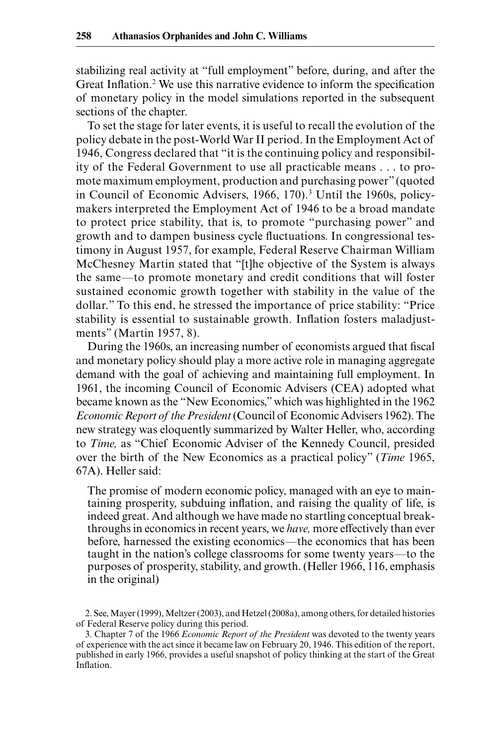stabilizing real activity at "full employment" before, during, and after the Great Inflation.[2] We use this narrative evidence to inform the specification of monetary policy in the model simulations reported in the subsequent sections of the chapter.

To set the stage for later events, it is useful to recall the evolution of the policy debate in the post-World War II period. In the Employment Act of 1946, Congress declared that "it is the continuing policy and responsibility of the Federal Government to use all practicable means . . . to promote maximum employment, production and purchasing power" (quoted in Council of Economic Advisers, 1966, 170).[3] Until the 1960s, policymakers interpreted the Employment Act of 1946 to be a broad mandate to protect price stability, that is, to promote "purchasing power" and growth and to dampen business cycle fluctuations. In congressional testimony in August 1957, for example, Federal Reserve Chairman William McChesney Martin stated that "[t]he objective of the System is always the same—to promote monetary and credit conditions that will foster sustained economic growth together with stability in the value of the dollar." To this end, he stressed the importance of price stability: "Price stability is essential to sustainable growth. Inflation fosters maladjustments" (Martin 1957, 8).

During the 1960s, an increasing number of economists argued that fiscal and monetary policy should play a more active role in managing aggregate demand with the goal of achieving and maintaining full employment. In 1961, the incoming Council of Economic Advisers (CEA) adopted what became known as the "New Economics," which was highlighted in the 1962 *Economic Report of the President* (Council of Economic Advisers 1962). The new strategy was eloquently summarized by Walter Heller, who, according to *Time,* as "Chief Economic Adviser of the Kennedy Council, presided over the birth of the New Economics as a practical policy" (*Time* 1965, 67A). Heller said:

> The promise of modern economic policy, managed with an eye to maintaining prosperity, subduing inflation, and raising the quality of life, is indeed great. And although we have made no startling conceptual breakthroughs in economics in recent years, we *have,* more effectively than ever before, harnessed the existing economics—the economics that has been taught in the nation's college classrooms for some twenty years—to the purposes of prosperity, stability, and growth. (Heller 1966, 116, emphasis in the original)

2. See, Mayer (1999), Meltzer (2003), and Hetzel (2008a), among others, for detailed histories of Federal Reserve policy during this period.

3. Chapter 7 of the 1966 *Economic Report of the President* was devoted to the twenty years of experience with the act since it became law on February 20, 1946. This edition of the report, published in early 1966, provides a useful snapshot of policy thinking at the start of the Great Inflation.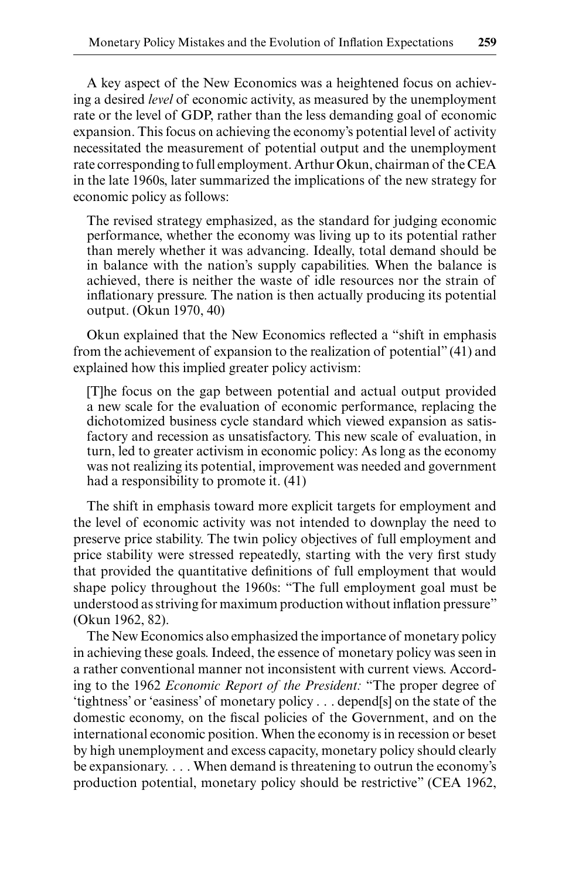A key aspect of the New Economics was a heightened focus on achieving a desired *level* of economic activity, as measured by the unemployment rate or the level of GDP, rather than the less demanding goal of economic expansion. This focus on achieving the economy's potential level of activity necessitated the measurement of potential output and the unemployment rate corresponding to full employment. Arthur Okun, chairman of the CEA in the late 1960s, later summarized the implications of the new strategy for economic policy as follows:

> The revised strategy emphasized, as the standard for judging economic performance, whether the economy was living up to its potential rather than merely whether it was advancing. Ideally, total demand should be in balance with the nation's supply capabilities. When the balance is achieved, there is neither the waste of idle resources nor the strain of inflationary pressure. The nation is then actually producing its potential output. (Okun 1970, 40)

Okun explained that the New Economics reflected a "shift in emphasis from the achievement of expansion to the realization of potential" (41) and explained how this implied greater policy activism:

> [T]he focus on the gap between potential and actual output provided a new scale for the evaluation of economic performance, replacing the dichotomized business cycle standard which viewed expansion as satisfactory and recession as unsatisfactory. This new scale of evaluation, in turn, led to greater activism in economic policy: As long as the economy was not realizing its potential, improvement was needed and government had a responsibility to promote it. (41)

The shift in emphasis toward more explicit targets for employment and the level of economic activity was not intended to downplay the need to preserve price stability. The twin policy objectives of full employment and price stability were stressed repeatedly, starting with the very first study that provided the quantitative definitions of full employment that would shape policy throughout the 1960s: "The full employment goal must be understood as striving for maximum production without inflation pressure" (Okun 1962, 82).

The New Economics also emphasized the importance of monetary policy in achieving these goals. Indeed, the essence of monetary policy was seen in a rather conventional manner not inconsistent with current views. According to the 1962 *Economic Report of the President:* "The proper degree of 'tightness' or 'easiness' of monetary policy . . . depend[s] on the state of the domestic economy, on the fiscal policies of the Government, and on the international economic position. When the economy is in recession or beset by high unemployment and excess capacity, monetary policy should clearly be expansionary. . . . When demand is threatening to outrun the economy's production potential, monetary policy should be restrictive" (CEA 1962,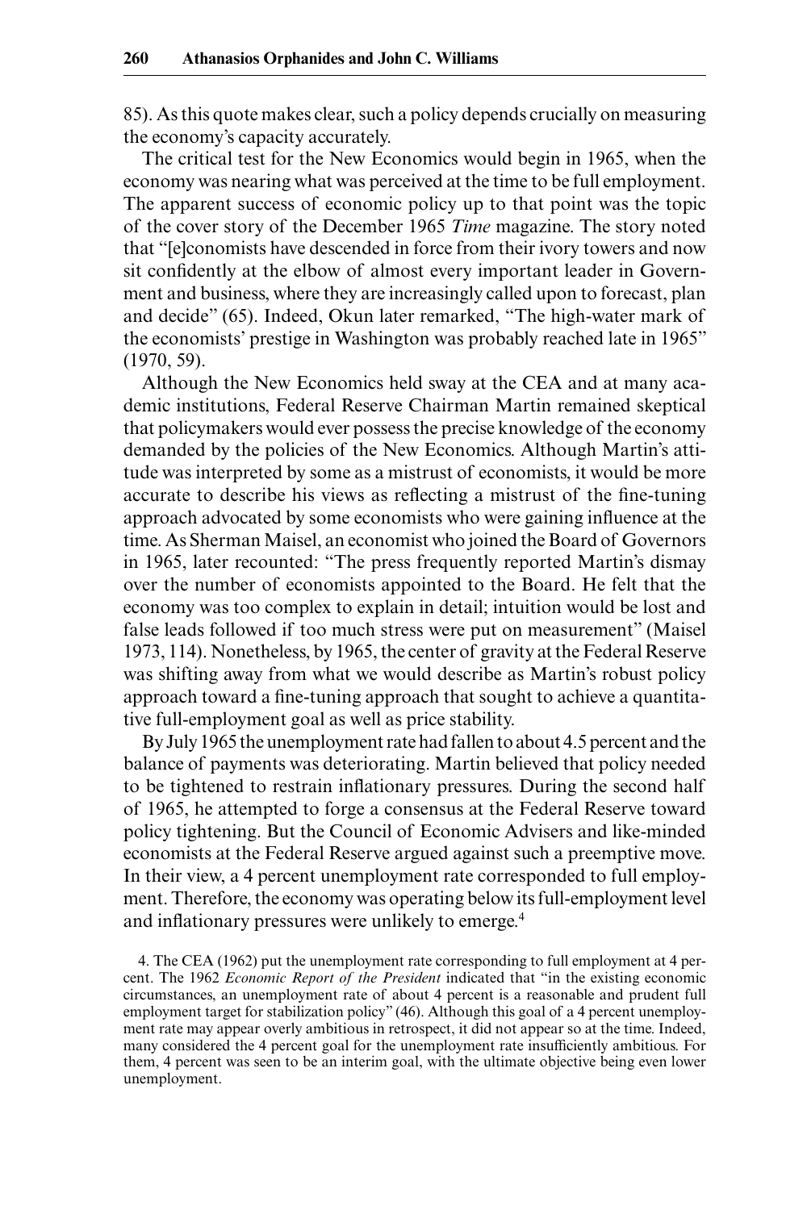85). As this quote makes clear, such a policy depends crucially on measuring the economy's capacity accurately.

The critical test for the New Economics would begin in 1965, when the economy was nearing what was perceived at the time to be full employment. The apparent success of economic policy up to that point was the topic of the cover story of the December 1965 *Time* magazine. The story noted that "[e]conomists have descended in force from their ivory towers and now sit confidently at the elbow of almost every important leader in Government and business, where they are increasingly called upon to forecast, plan and decide" (65). Indeed, Okun later remarked, "The high-water mark of the economists' prestige in Washington was probably reached late in 1965" (1970, 59).

Although the New Economics held sway at the CEA and at many academic institutions, Federal Reserve Chairman Martin remained skeptical that policymakers would ever possess the precise knowledge of the economy demanded by the policies of the New Economics. Although Martin's attitude was interpreted by some as a mistrust of economists, it would be more accurate to describe his views as reflecting a mistrust of the fine-tuning approach advocated by some economists who were gaining influence at the time. As Sherman Maisel, an economist who joined the Board of Governors in 1965, later recounted: "The press frequently reported Martin's dismay over the number of economists appointed to the Board. He felt that the economy was too complex to explain in detail; intuition would be lost and false leads followed if too much stress were put on measurement" (Maisel 1973, 114). Nonetheless, by 1965, the center of gravity at the Federal Reserve was shifting away from what we would describe as Martin's robust policy approach toward a fine-tuning approach that sought to achieve a quantitative full-employment goal as well as price stability.

By July 1965 the unemployment rate had fallen to about 4.5 percent and the balance of payments was deteriorating. Martin believed that policy needed to be tightened to restrain inflationary pressures. During the second half of 1965, he attempted to forge a consensus at the Federal Reserve toward policy tightening. But the Council of Economic Advisers and like-minded economists at the Federal Reserve argued against such a preemptive move. In their view, a 4 percent unemployment rate corresponded to full employment. Therefore, the economy was operating below its full-employment level and inflationary pressures were unlikely to emerge.[4]

4. The CEA (1962) put the unemployment rate corresponding to full employment at 4 percent. The 1962 *Economic Report of the President* indicated that "in the existing economic circumstances, an unemployment rate of about 4 percent is a reasonable and prudent full employment target for stabilization policy" (46). Although this goal of a 4 percent unemployment rate may appear overly ambitious in retrospect, it did not appear so at the time. Indeed, many considered the 4 percent goal for the unemployment rate insufficiently ambitious. For them, 4 percent was seen to be an interim goal, with the ultimate objective being even lower unemployment.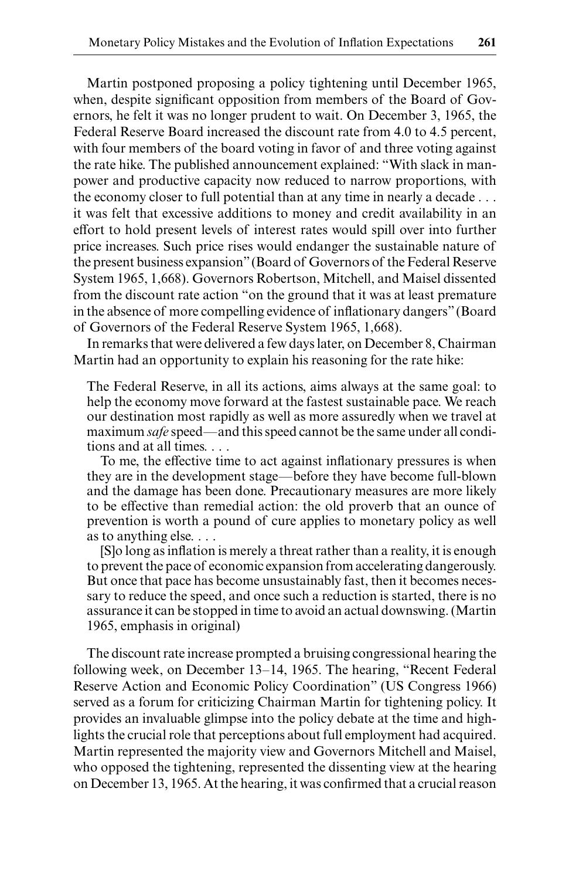Martin postponed proposing a policy tightening until December 1965, when, despite significant opposition from members of the Board of Governors, he felt it was no longer prudent to wait. On December 3, 1965, the Federal Reserve Board increased the discount rate from 4.0 to 4.5 percent, with four members of the board voting in favor of and three voting against the rate hike. The published announcement explained: "With slack in manpower and productive capacity now reduced to narrow proportions, with the economy closer to full potential than at any time in nearly a decade . . . it was felt that excessive additions to money and credit availability in an effort to hold present levels of interest rates would spill over into further price increases. Such price rises would endanger the sustainable nature of the present business expansion" (Board of Governors of the Federal Reserve System 1965, 1,668). Governors Robertson, Mitchell, and Maisel dissented from the discount rate action "on the ground that it was at least premature in the absence of more compelling evidence of inflationary dangers" (Board of Governors of the Federal Reserve System 1965, 1,668).

In remarks that were delivered a few days later, on December 8, Chairman Martin had an opportunity to explain his reasoning for the rate hike:

> The Federal Reserve, in all its actions, aims always at the same goal: to help the economy move forward at the fastest sustainable pace. We reach our destination most rapidly as well as more assuredly when we travel at maximum *safe* speed—and this speed cannot be the same under all conditions and at all times. . . .
>
> To me, the effective time to act against inflationary pressures is when they are in the development stage—before they have become full-blown and the damage has been done. Precautionary measures are more likely to be effective than remedial action: the old proverb that an ounce of prevention is worth a pound of cure applies to monetary policy as well as to anything else. . . .
>
> [S]o long as inflation is merely a threat rather than a reality, it is enough to prevent the pace of economic expansion from accelerating dangerously. But once that pace has become unsustainably fast, then it becomes necessary to reduce the speed, and once such a reduction is started, there is no assurance it can be stopped in time to avoid an actual downswing. (Martin 1965, emphasis in original)

The discount rate increase prompted a bruising congressional hearing the following week, on December 13–14, 1965. The hearing, "Recent Federal Reserve Action and Economic Policy Coordination" (US Congress 1966) served as a forum for criticizing Chairman Martin for tightening policy. It provides an invaluable glimpse into the policy debate at the time and highlights the crucial role that perceptions about full employment had acquired. Martin represented the majority view and Governors Mitchell and Maisel, who opposed the tightening, represented the dissenting view at the hearing on December 13, 1965. At the hearing, it was confirmed that a crucial reason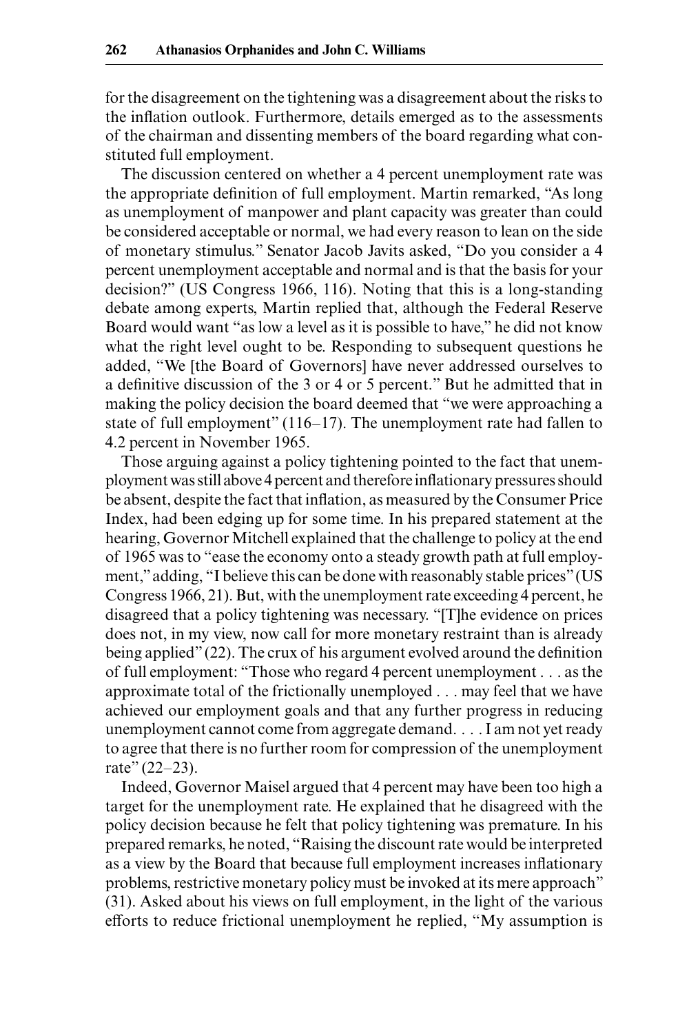for the disagreement on the tightening was a disagreement about the risks to the inflation outlook. Furthermore, details emerged as to the assessments of the chairman and dissenting members of the board regarding what constituted full employment.

The discussion centered on whether a 4 percent unemployment rate was the appropriate definition of full employment. Martin remarked, "As long as unemployment of manpower and plant capacity was greater than could be considered acceptable or normal, we had every reason to lean on the side of monetary stimulus." Senator Jacob Javits asked, "Do you consider a 4 percent unemployment acceptable and normal and is that the basis for your decision?" (US Congress 1966, 116). Noting that this is a long-standing debate among experts, Martin replied that, although the Federal Reserve Board would want "as low a level as it is possible to have," he did not know what the right level ought to be. Responding to subsequent questions he added, "We [the Board of Governors] have never addressed ourselves to a definitive discussion of the 3 or 4 or 5 percent." But he admitted that in making the policy decision the board deemed that "we were approaching a state of full employment" (116–17). The unemployment rate had fallen to 4.2 percent in November 1965.

Those arguing against a policy tightening pointed to the fact that unemployment was still above 4 percent and therefore inflationary pressures should be absent, despite the fact that inflation, as measured by the Consumer Price Index, had been edging up for some time. In his prepared statement at the hearing, Governor Mitchell explained that the challenge to policy at the end of 1965 was to "ease the economy onto a steady growth path at full employment," adding, "I believe this can be done with reasonably stable prices" (US Congress 1966, 21). But, with the unemployment rate exceeding 4 percent, he disagreed that a policy tightening was necessary. "[T]he evidence on prices does not, in my view, now call for more monetary restraint than is already being applied" (22). The crux of his argument evolved around the definition of full employment: "Those who regard 4 percent unemployment . . . as the approximate total of the frictionally unemployed . . . may feel that we have achieved our employment goals and that any further progress in reducing unemployment cannot come from aggregate demand. . . . I am not yet ready to agree that there is no further room for compression of the unemployment rate" (22–23).

Indeed, Governor Maisel argued that 4 percent may have been too high a target for the unemployment rate. He explained that he disagreed with the policy decision because he felt that policy tightening was premature. In his prepared remarks, he noted, "Raising the discount rate would be interpreted as a view by the Board that because full employment increases inflationary problems, restrictive monetary policy must be invoked at its mere approach" (31). Asked about his views on full employment, in the light of the various efforts to reduce frictional unemployment he replied, "My assumption is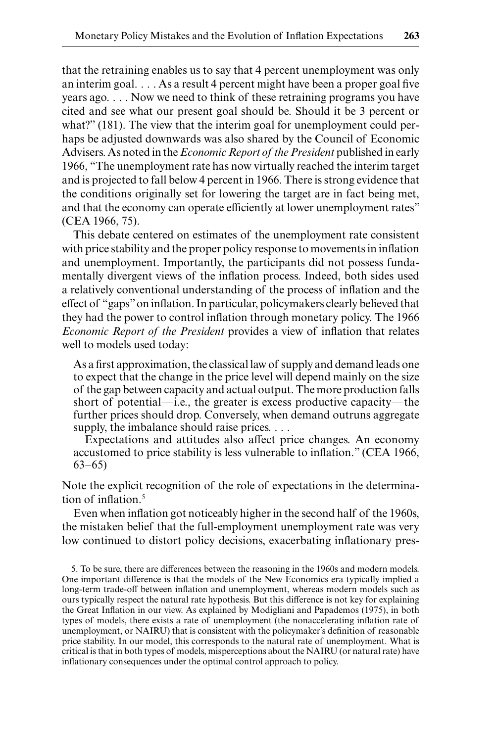that the retraining enables us to say that 4 percent unemployment was only an interim goal. . . . As a result 4 percent might have been a proper goal five years ago. . . . Now we need to think of these retraining programs you have cited and see what our present goal should be. Should it be 3 percent or what?" (181). The view that the interim goal for unemployment could perhaps be adjusted downwards was also shared by the Council of Economic Advisers. As noted in the *Economic Report of the President* published in early 1966, "The unemployment rate has now virtually reached the interim target and is projected to fall below 4 percent in 1966. There is strong evidence that the conditions originally set for lowering the target are in fact being met, and that the economy can operate efficiently at lower unemployment rates" (CEA 1966, 75).

This debate centered on estimates of the unemployment rate consistent with price stability and the proper policy response to movements in inflation and unemployment. Importantly, the participants did not possess fundamentally divergent views of the inflation process. Indeed, both sides used a relatively conventional understanding of the process of inflation and the effect of "gaps" on inflation. In particular, policymakers clearly believed that they had the power to control inflation through monetary policy. The 1966 *Economic Report of the President* provides a view of inflation that relates well to models used today:

> As a first approximation, the classical law of supply and demand leads one to expect that the change in the price level will depend mainly on the size of the gap between capacity and actual output. The more production falls short of potential—i.e., the greater is excess productive capacity—the further prices should drop. Conversely, when demand outruns aggregate supply, the imbalance should raise prices. . . .
>
> Expectations and attitudes also affect price changes. An economy accustomed to price stability is less vulnerable to inflation." (CEA 1966, 63–65)

Note the explicit recognition of the role of expectations in the determination of inflation.[5]

Even when inflation got noticeably higher in the second half of the 1960s, the mistaken belief that the full-employment unemployment rate was very low continued to distort policy decisions, exacerbating inflationary pres-

5. To be sure, there are differences between the reasoning in the 1960s and modern models. One important difference is that the models of the New Economics era typically implied a long-term trade-off between inflation and unemployment, whereas modern models such as ours typically respect the natural rate hypothesis. But this difference is not key for explaining the Great Inflation in our view. As explained by Modigliani and Papademos (1975), in both types of models, there exists a rate of unemployment (the nonaccelerating inflation rate of unemployment, or NAIRU) that is consistent with the policymaker's definition of reasonable price stability. In our model, this corresponds to the natural rate of unemployment. What is critical is that in both types of models, misperceptions about the NAIRU (or natural rate) have inflationary consequences under the optimal control approach to policy.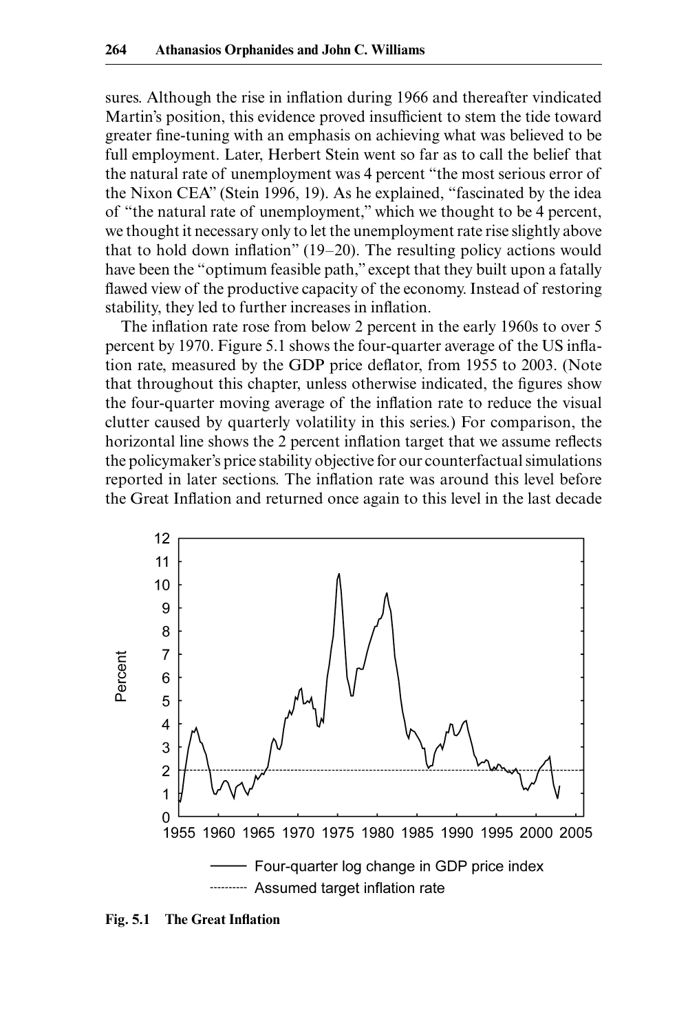sures. Although the rise in inflation during 1966 and thereafter vindicated Martin's position, this evidence proved insufficient to stem the tide toward greater fine-tuning with an emphasis on achieving what was believed to be full employment. Later, Herbert Stein went so far as to call the belief that the natural rate of unemployment was 4 percent "the most serious error of the Nixon CEA" (Stein 1996, 19). As he explained, "fascinated by the idea of "the natural rate of unemployment," which we thought to be 4 percent, we thought it necessary only to let the unemployment rate rise slightly above that to hold down inflation" (19–20). The resulting policy actions would have been the "optimum feasible path," except that they built upon a fatally flawed view of the productive capacity of the economy. Instead of restoring stability, they led to further increases in inflation.

The inflation rate rose from below 2 percent in the early 1960s to over 5 percent by 1970. Figure 5.1 shows the four-quarter average of the US inflation rate, measured by the GDP price deflator, from 1955 to 2003. (Note that throughout this chapter, unless otherwise indicated, the figures show the four-quarter moving average of the inflation rate to reduce the visual clutter caused by quarterly volatility in this series.) For comparison, the horizontal line shows the 2 percent inflation target that we assume reflects the policymaker's price stability objective for our counterfactual simulations reported in later sections. The inflation rate was around this level before the Great Inflation and returned once again to this level in the last decade

**Fig. 5.1 The Great Inflation**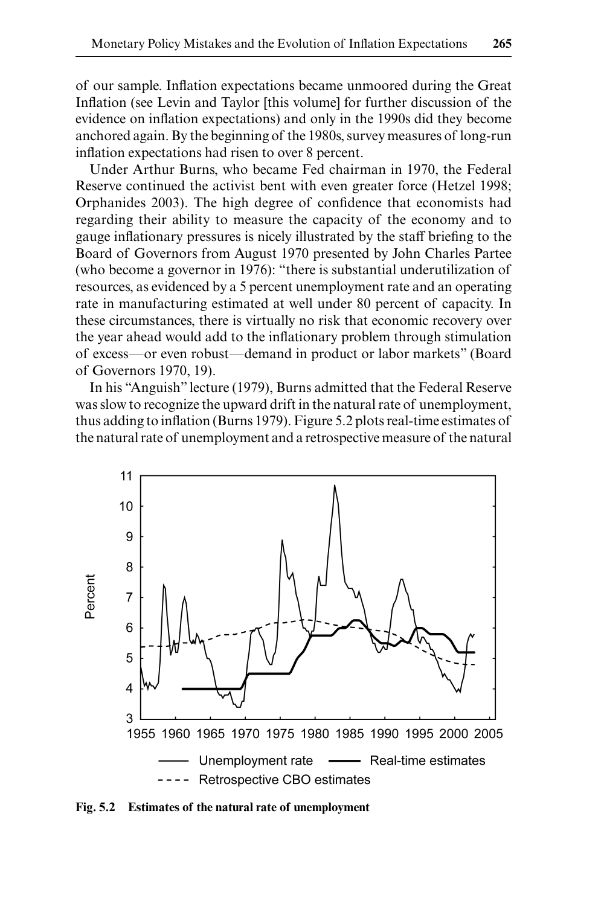of our sample. Inflation expectations became unmoored during the Great Inflation (see Levin and Taylor [this volume] for further discussion of the evidence on inflation expectations) and only in the 1990s did they become anchored again. By the beginning of the 1980s, survey measures of long-run inflation expectations had risen to over 8 percent.

Under Arthur Burns, who became Fed chairman in 1970, the Federal Reserve continued the activist bent with even greater force (Hetzel 1998; Orphanides 2003). The high degree of confidence that economists had regarding their ability to measure the capacity of the economy and to gauge inflationary pressures is nicely illustrated by the staff briefing to the Board of Governors from August 1970 presented by John Charles Partee (who become a governor in 1976): "there is substantial underutilization of resources, as evidenced by a 5 percent unemployment rate and an operating rate in manufacturing estimated at well under 80 percent of capacity. In these circumstances, there is virtually no risk that economic recovery over the year ahead would add to the inflationary problem through stimulation of excess—or even robust—demand in product or labor markets" (Board of Governors 1970, 19).

In his "Anguish" lecture (1979), Burns admitted that the Federal Reserve was slow to recognize the upward drift in the natural rate of unemployment, thus adding to inflation (Burns 1979). Figure 5.2 plots real-time estimates of the natural rate of unemployment and a retrospective measure of the natural

**Fig. 5.2 Estimates of the natural rate of unemployment**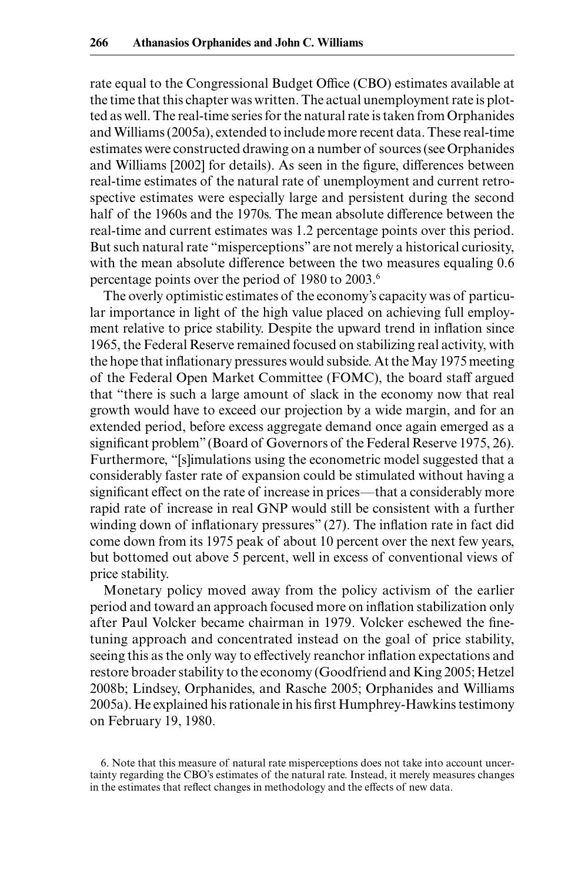rate equal to the Congressional Budget Office (CBO) estimates available at the time that this chapter was written. The actual unemployment rate is plotted as well. The real-time series for the natural rate is taken from Orphanides and Williams (2005a), extended to include more recent data. These real-time estimates were constructed drawing on a number of sources (see Orphanides and Williams [2002] for details). As seen in the figure, differences between real-time estimates of the natural rate of unemployment and current retrospective estimates were especially large and persistent during the second half of the 1960s and the 1970s. The mean absolute difference between the real-time and current estimates was 1.2 percentage points over this period. But such natural rate "misperceptions" are not merely a historical curiosity, with the mean absolute difference between the two measures equaling 0.6 percentage points over the period of 1980 to 2003.[6]

The overly optimistic estimates of the economy's capacity was of particular importance in light of the high value placed on achieving full employment relative to price stability. Despite the upward trend in inflation since 1965, the Federal Reserve remained focused on stabilizing real activity, with the hope that inflationary pressures would subside. At the May 1975 meeting of the Federal Open Market Committee (FOMC), the board staff argued that "there is such a large amount of slack in the economy now that real growth would have to exceed our projection by a wide margin, and for an extended period, before excess aggregate demand once again emerged as a significant problem" (Board of Governors of the Federal Reserve 1975, 26). Furthermore, "[s]imulations using the econometric model suggested that a considerably faster rate of expansion could be stimulated without having a significant effect on the rate of increase in prices—that a considerably more rapid rate of increase in real GNP would still be consistent with a further winding down of inflationary pressures" (27). The inflation rate in fact did come down from its 1975 peak of about 10 percent over the next few years, but bottomed out above 5 percent, well in excess of conventional views of price stability.

Monetary policy moved away from the policy activism of the earlier period and toward an approach focused more on inflation stabilization only after Paul Volcker became chairman in 1979. Volcker eschewed the fine-tuning approach and concentrated instead on the goal of price stability, seeing this as the only way to effectively reanchor inflation expectations and restore broader stability to the economy (Goodfriend and King 2005; Hetzel 2008b; Lindsey, Orphanides, and Rasche 2005; Orphanides and Williams 2005a). He explained his rationale in his first Humphrey-Hawkins testimony on February 19, 1980.

6. Note that this measure of natural rate misperceptions does not take into account uncertainty regarding the CBO's estimates of the natural rate. Instead, it merely measures changes in the estimates that reflect changes in methodology and the effects of new data.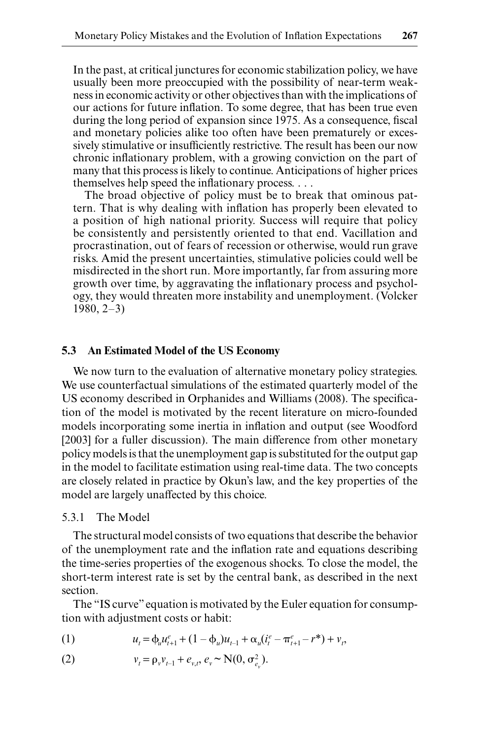In the past, at critical junctures for economic stabilization policy, we have usually been more preoccupied with the possibility of near-term weakness in economic activity or other objectives than with the implications of our actions for future inflation. To some degree, that has been true even during the long period of expansion since 1975. As a consequence, fiscal and monetary policies alike too often have been prematurely or excessively stimulative or insufficiently restrictive. The result has been our now chronic inflationary problem, with a growing conviction on the part of many that this process is likely to continue. Anticipations of higher prices themselves help speed the inflationary process. . . .

The broad objective of policy must be to break that ominous pattern. That is why dealing with inflation has properly been elevated to a position of high national priority. Success will require that policy be consistently and persistently oriented to that end. Vacillation and procrastination, out of fears of recession or otherwise, would run grave risks. Amid the present uncertainties, stimulative policies could well be misdirected in the short run. More importantly, far from assuring more growth over time, by aggravating the inflationary process and psychology, they would threaten more instability and unemployment. (Volcker 1980, 2–3)

## 5.3 An Estimated Model of the US Economy

We now turn to the evaluation of alternative monetary policy strategies. We use counterfactual simulations of the estimated quarterly model of the US economy described in Orphanides and Williams (2008). The specification of the model is motivated by the recent literature on micro-founded models incorporating some inertia in inflation and output (see Woodford [2003] for a fuller discussion). The main difference from other monetary policy models is that the unemployment gap is substituted for the output gap in the model to facilitate estimation using real-time data. The two concepts are closely related in practice by Okun's law, and the key properties of the model are largely unaffected by this choice.

### 5.3.1 The Model

The structural model consists of two equations that describe the behavior of the unemployment rate and the inflation rate and equations describing the time-series properties of the exogenous shocks. To close the model, the short-term interest rate is set by the central bank, as described in the next section.

The "IS curve" equation is motivated by the Euler equation for consumption with adjustment costs or habit:

$$u_t = \phi_u u^e_{t+1} + (1 - \phi_u)u_{t-1} + \alpha_u(i^e_t - \pi^e_{t+1} - r^*) + v_t, \tag{1}$$

$$v_t = \rho_v v_{t-1} + e_{v,t},\ e_v \sim \mathrm{N}(0, \sigma^2_{e_v}). \tag{2}$$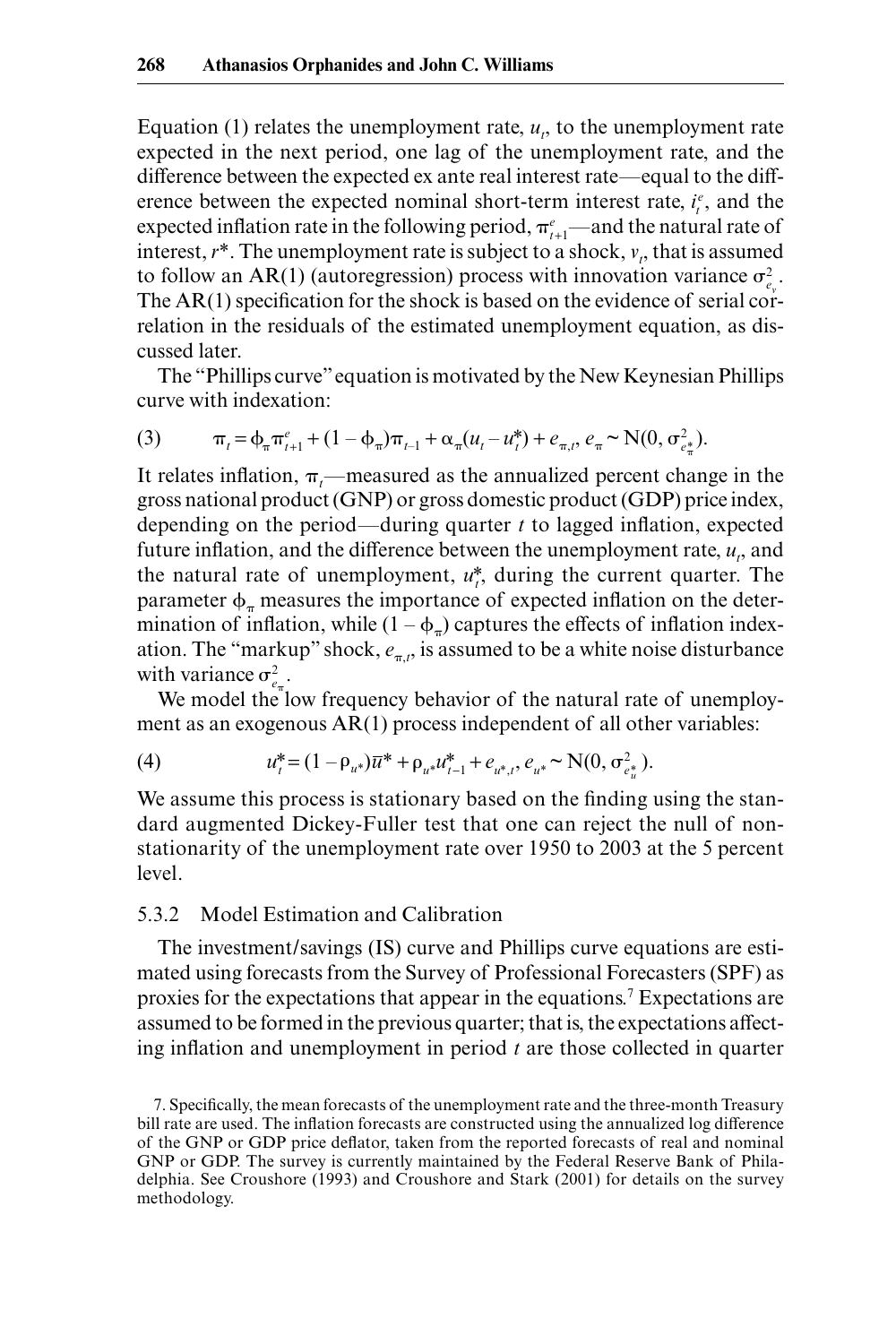Equation (1) relates the unemployment rate, $u_t$, to the unemployment rate expected in the next period, one lag of the unemployment rate, and the difference between the expected ex ante real interest rate—equal to the difference between the expected nominal short-term interest rate, $i_t^e$, and the expected inflation rate in the following period, $\pi_{t+1}^e$—and the natural rate of interest, $r^*$. The unemployment rate is subject to a shock, $v_t$, that is assumed to follow an AR(1) (autoregression) process with innovation variance $\sigma_{e_v}^2$. The AR(1) specification for the shock is based on the evidence of serial correlation in the residuals of the estimated unemployment equation, as discussed later.

The "Phillips curve" equation is motivated by the New Keynesian Phillips curve with indexation:

$$(3) \qquad \pi_t = \phi_\pi \pi_{t+1}^e + (1 - \phi_\pi)\pi_{t-1} + \alpha_\pi(u_t - u_t^*) + e_{\pi,t},\ e_\pi \sim \mathrm{N}(0, \sigma_{e_\pi^*}^2).$$

It relates inflation, $\pi_t$—measured as the annualized percent change in the gross national product (GNP) or gross domestic product (GDP) price index, depending on the period—during quarter $t$ to lagged inflation, expected future inflation, and the difference between the unemployment rate, $u_t$, and the natural rate of unemployment, $u_t^*$, during the current quarter. The parameter $\phi_\pi$ measures the importance of expected inflation on the determination of inflation, while $(1 - \phi_\pi)$ captures the effects of inflation indexation. The "markup" shock, $e_{\pi,t}$, is assumed to be a white noise disturbance with variance $\sigma_{e_\pi}^2$.

We model the low frequency behavior of the natural rate of unemployment as an exogenous AR(1) process independent of all other variables:

$$(4) \qquad u_t^* = (1 - \rho_{u^*})\bar{u}^* + \rho_{u^*}u_{t-1}^* + e_{u^*,t},\ e_{u^*} \sim \mathrm{N}(0, \sigma_{e_u^*}^2).$$

We assume this process is stationary based on the finding using the standard augmented Dickey-Fuller test that one can reject the null of nonstationarity of the unemployment rate over 1950 to 2003 at the 5 percent level.

### 5.3.2 Model Estimation and Calibration

The investment/savings (IS) curve and Phillips curve equations are estimated using forecasts from the Survey of Professional Forecasters (SPF) as proxies for the expectations that appear in the equations.[7] Expectations are assumed to be formed in the previous quarter; that is, the expectations affecting inflation and unemployment in period $t$ are those collected in quarter

7. Specifically, the mean forecasts of the unemployment rate and the three-month Treasury bill rate are used. The inflation forecasts are constructed using the annualized log difference of the GNP or GDP price deflator, taken from the reported forecasts of real and nominal GNP or GDP. The survey is currently maintained by the Federal Reserve Bank of Philadelphia. See Croushore (1993) and Croushore and Stark (2001) for details on the survey methodology.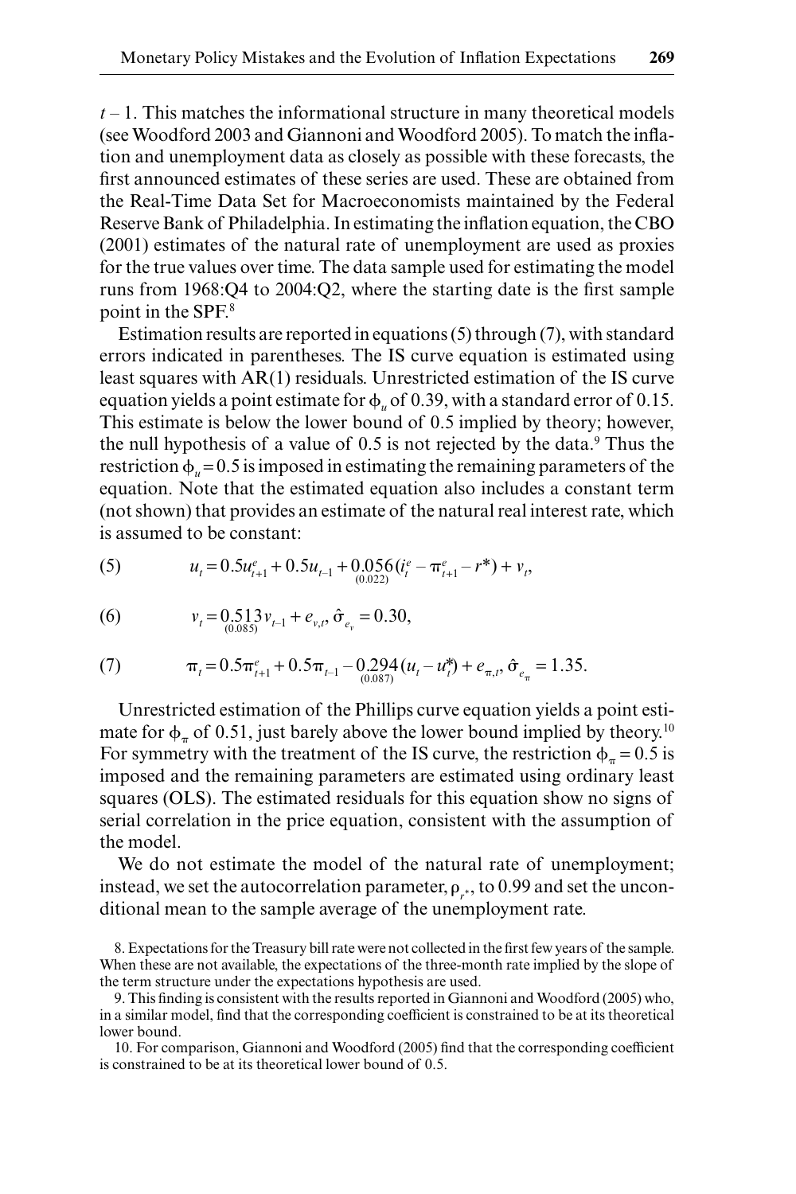$t - 1$. This matches the informational structure in many theoretical models (see Woodford 2003 and Giannoni and Woodford 2005). To match the inflation and unemployment data as closely as possible with these forecasts, the first announced estimates of these series are used. These are obtained from the Real-Time Data Set for Macroeconomists maintained by the Federal Reserve Bank of Philadelphia. In estimating the inflation equation, the CBO (2001) estimates of the natural rate of unemployment are used as proxies for the true values over time. The data sample used for estimating the model runs from 1968:Q4 to 2004:Q2, where the starting date is the first sample point in the SPF.[8]

Estimation results are reported in equations (5) through (7), with standard errors indicated in parentheses. The IS curve equation is estimated using least squares with AR(1) residuals. Unrestricted estimation of the IS curve equation yields a point estimate for $\phi_u$ of 0.39, with a standard error of 0.15. This estimate is below the lower bound of 0.5 implied by theory; however, the null hypothesis of a value of 0.5 is not rejected by the data.[9] Thus the restriction $\phi_u = 0.5$ is imposed in estimating the remaining parameters of the equation. Note that the estimated equation also includes a constant term (not shown) that provides an estimate of the natural real interest rate, which is assumed to be constant:

$$(5) \qquad u_t = 0.5u^e_{t+1} + 0.5u_{t-1} + \underset{(0.022)}{0.056}(i^e_t - \pi^e_{t+1} - r^*) + v_t,$$

$$(6) \qquad v_t = \underset{(0.085)}{0.513}v_{t-1} + e_{v,t},\ \hat{\sigma}_{e_v} = 0.30,$$

$$(7) \qquad \pi_t = 0.5\pi^e_{t+1} + 0.5\pi_{t-1} - \underset{(0.087)}{0.294}(u_t - u^*_t) + e_{\pi,t},\ \hat{\sigma}_{e_\pi} = 1.35.$$

Unrestricted estimation of the Phillips curve equation yields a point estimate for $\phi_\pi$ of 0.51, just barely above the lower bound implied by theory.[10] For symmetry with the treatment of the IS curve, the restriction $\phi_\pi = 0.5$ is imposed and the remaining parameters are estimated using ordinary least squares (OLS). The estimated residuals for this equation show no signs of serial correlation in the price equation, consistent with the assumption of the model.

We do not estimate the model of the natural rate of unemployment; instead, we set the autocorrelation parameter, $\rho_{r^*}$, to 0.99 and set the unconditional mean to the sample average of the unemployment rate.

8. Expectations for the Treasury bill rate were not collected in the first few years of the sample. When these are not available, the expectations of the three-month rate implied by the slope of the term structure under the expectations hypothesis are used.

9. This finding is consistent with the results reported in Giannoni and Woodford (2005) who, in a similar model, find that the corresponding coefficient is constrained to be at its theoretical lower bound.

10. For comparison, Giannoni and Woodford (2005) find that the corresponding coefficient is constrained to be at its theoretical lower bound of 0.5.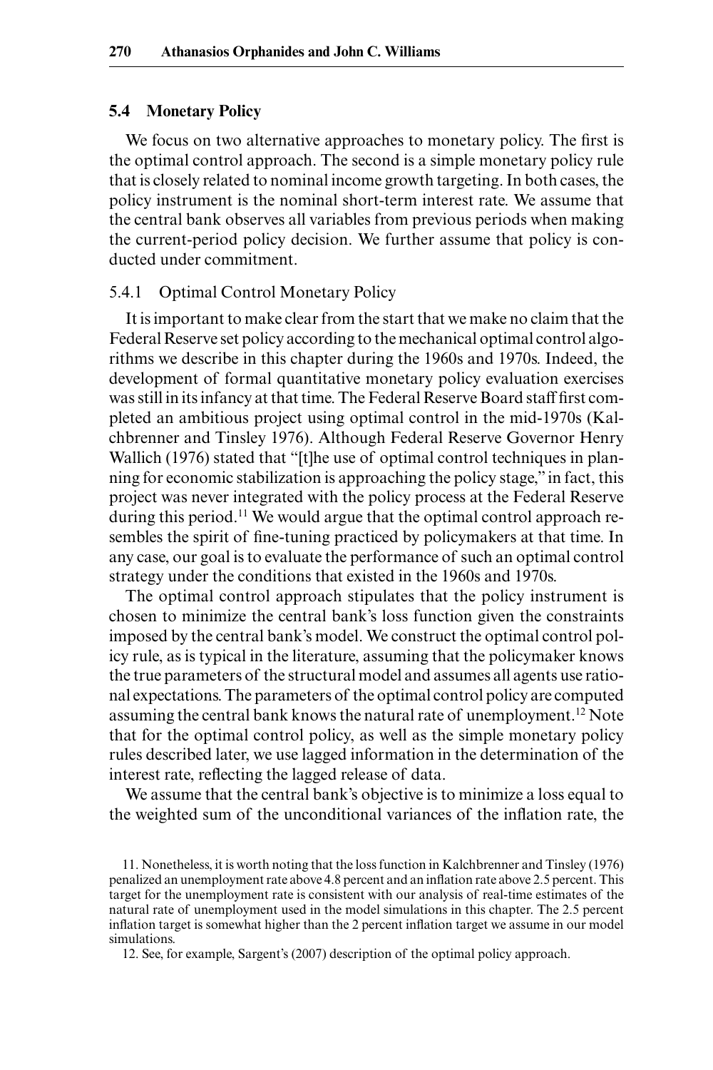## 5.4 Monetary Policy

We focus on two alternative approaches to monetary policy. The first is the optimal control approach. The second is a simple monetary policy rule that is closely related to nominal income growth targeting. In both cases, the policy instrument is the nominal short-term interest rate. We assume that the central bank observes all variables from previous periods when making the current-period policy decision. We further assume that policy is conducted under commitment.

### 5.4.1 Optimal Control Monetary Policy

It is important to make clear from the start that we make no claim that the Federal Reserve set policy according to the mechanical optimal control algorithms we describe in this chapter during the 1960s and 1970s. Indeed, the development of formal quantitative monetary policy evaluation exercises was still in its infancy at that time. The Federal Reserve Board staff first completed an ambitious project using optimal control in the mid-1970s (Kalchbrenner and Tinsley 1976). Although Federal Reserve Governor Henry Wallich (1976) stated that "[t]he use of optimal control techniques in planning for economic stabilization is approaching the policy stage," in fact, this project was never integrated with the policy process at the Federal Reserve during this period.[11] We would argue that the optimal control approach resembles the spirit of fine-tuning practiced by policymakers at that time. In any case, our goal is to evaluate the performance of such an optimal control strategy under the conditions that existed in the 1960s and 1970s.

The optimal control approach stipulates that the policy instrument is chosen to minimize the central bank's loss function given the constraints imposed by the central bank's model. We construct the optimal control policy rule, as is typical in the literature, assuming that the policymaker knows the true parameters of the structural model and assumes all agents use rational expectations. The parameters of the optimal control policy are computed assuming the central bank knows the natural rate of unemployment.[12] Note that for the optimal control policy, as well as the simple monetary policy rules described later, we use lagged information in the determination of the interest rate, reflecting the lagged release of data.

We assume that the central bank's objective is to minimize a loss equal to the weighted sum of the unconditional variances of the inflation rate, the

11. Nonetheless, it is worth noting that the loss function in Kalchbrenner and Tinsley (1976) penalized an unemployment rate above 4.8 percent and an inflation rate above 2.5 percent. This target for the unemployment rate is consistent with our analysis of real-time estimates of the natural rate of unemployment used in the model simulations in this chapter. The 2.5 percent inflation target is somewhat higher than the 2 percent inflation target we assume in our model simulations.

12. See, for example, Sargent's (2007) description of the optimal policy approach.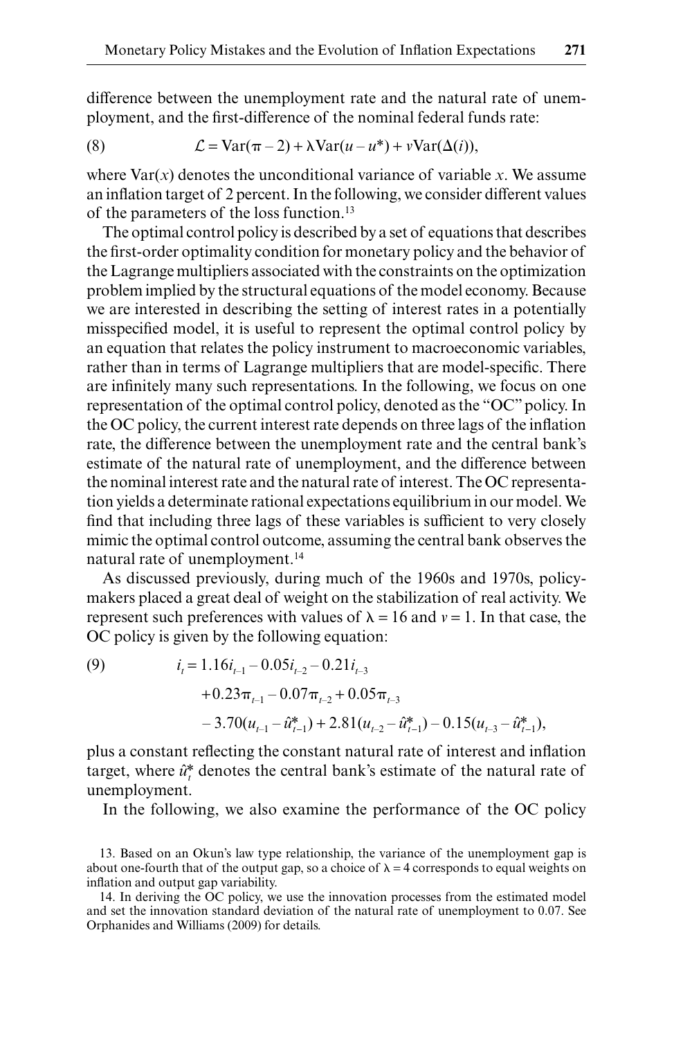difference between the unemployment rate and the natural rate of unemployment, and the first-difference of the nominal federal funds rate:

$$\mathcal{L} = \text{Var}(\pi - 2) + \lambda \text{Var}(u - u^*) + \nu \text{Var}(\Delta(i)), \tag{8}$$

where $\text{Var}(x)$ denotes the unconditional variance of variable $x$. We assume an inflation target of 2 percent. In the following, we consider different values of the parameters of the loss function.[13]

The optimal control policy is described by a set of equations that describes the first-order optimality condition for monetary policy and the behavior of the Lagrange multipliers associated with the constraints on the optimization problem implied by the structural equations of the model economy. Because we are interested in describing the setting of interest rates in a potentially misspecified model, it is useful to represent the optimal control policy by an equation that relates the policy instrument to macroeconomic variables, rather than in terms of Lagrange multipliers that are model-specific. There are infinitely many such representations. In the following, we focus on one representation of the optimal control policy, denoted as the "OC" policy. In the OC policy, the current interest rate depends on three lags of the inflation rate, the difference between the unemployment rate and the central bank's estimate of the natural rate of unemployment, and the difference between the nominal interest rate and the natural rate of interest. The OC representation yields a determinate rational expectations equilibrium in our model. We find that including three lags of these variables is sufficient to very closely mimic the optimal control outcome, assuming the central bank observes the natural rate of unemployment.[14]

As discussed previously, during much of the 1960s and 1970s, policymakers placed a great deal of weight on the stabilization of real activity. We represent such preferences with values of $\lambda = 16$ and $\nu = 1$. In that case, the OC policy is given by the following equation:

$$\begin{aligned} i_t = {} & 1.16 i_{t-1} - 0.05 i_{t-2} - 0.21 i_{t-3} \\ & + 0.23\pi_{t-1} - 0.07\pi_{t-2} + 0.05\pi_{t-3} \\ & - 3.70(u_{t-1} - \hat{u}^*_{t-1}) + 2.81(u_{t-2} - \hat{u}^*_{t-1}) - 0.15(u_{t-3} - \hat{u}^*_{t-1}), \end{aligned} \tag{9}$$

plus a constant reflecting the constant natural rate of interest and inflation target, where $\hat{u}^*_t$ denotes the central bank's estimate of the natural rate of unemployment.

In the following, we also examine the performance of the OC policy

13. Based on an Okun's law type relationship, the variance of the unemployment gap is about one-fourth that of the output gap, so a choice of $\lambda = 4$ corresponds to equal weights on inflation and output gap variability.

14. In deriving the OC policy, we use the innovation processes from the estimated model and set the innovation standard deviation of the natural rate of unemployment to 0.07. See Orphanides and Williams (2009) for details.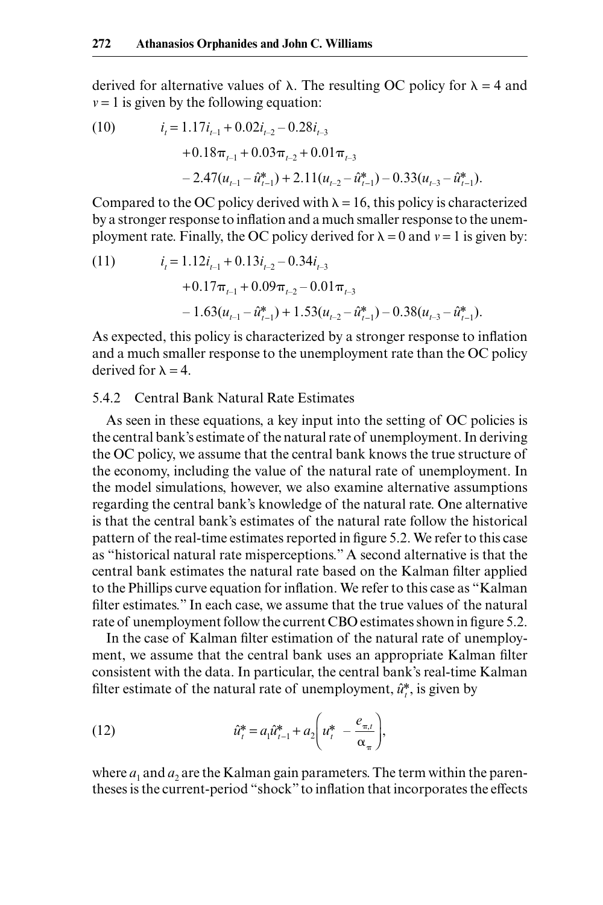derived for alternative values of $\lambda$. The resulting OC policy for $\lambda = 4$ and $v = 1$ is given by the following equation:

$$
\begin{aligned}
(10) \qquad i_t = {} & 1.17 i_{t-1} + 0.02 i_{t-2} - 0.28 i_{t-3} \\
& + 0.18\pi_{t-1} + 0.03\pi_{t-2} + 0.01\pi_{t-3} \\
& - 2.47(u_{t-1} - \hat{u}^*_{t-1}) + 2.11(u_{t-2} - \hat{u}^*_{t-1}) - 0.33(u_{t-3} - \hat{u}^*_{t-1}).
\end{aligned}
$$

Compared to the OC policy derived with $\lambda = 16$, this policy is characterized by a stronger response to inflation and a much smaller response to the unemployment rate. Finally, the OC policy derived for $\lambda = 0$ and $v = 1$ is given by:

$$
\begin{aligned}
(11) \qquad i_t = {} & 1.12 i_{t-1} + 0.13 i_{t-2} - 0.34 i_{t-3} \\
& + 0.17\pi_{t-1} + 0.09\pi_{t-2} - 0.01\pi_{t-3} \\
& - 1.63(u_{t-1} - \hat{u}^*_{t-1}) + 1.53(u_{t-2} - \hat{u}^*_{t-1}) - 0.38(u_{t-3} - \hat{u}^*_{t-1}).
\end{aligned}
$$

As expected, this policy is characterized by a stronger response to inflation and a much smaller response to the unemployment rate than the OC policy derived for $\lambda = 4$.

### 5.4.2 Central Bank Natural Rate Estimates

As seen in these equations, a key input into the setting of OC policies is the central bank's estimate of the natural rate of unemployment. In deriving the OC policy, we assume that the central bank knows the true structure of the economy, including the value of the natural rate of unemployment. In the model simulations, however, we also examine alternative assumptions regarding the central bank's knowledge of the natural rate. One alternative is that the central bank's estimates of the natural rate follow the historical pattern of the real-time estimates reported in figure 5.2. We refer to this case as "historical natural rate misperceptions." A second alternative is that the central bank estimates the natural rate based on the Kalman filter applied to the Phillips curve equation for inflation. We refer to this case as "Kalman filter estimates." In each case, we assume that the true values of the natural rate of unemployment follow the current CBO estimates shown in figure 5.2.

In the case of Kalman filter estimation of the natural rate of unemployment, we assume that the central bank uses an appropriate Kalman filter consistent with the data. In particular, the central bank's real-time Kalman filter estimate of the natural rate of unemployment, $\hat{u}^*_t$, is given by

$$
(12) \qquad \hat{u}^*_t = a_1 \hat{u}^*_{t-1} + a_2 \left( u^*_t - \frac{e_{\pi,t}}{\alpha_\pi} \right),
$$

where $a_1$ and $a_2$ are the Kalman gain parameters. The term within the parentheses is the current-period "shock" to inflation that incorporates the effects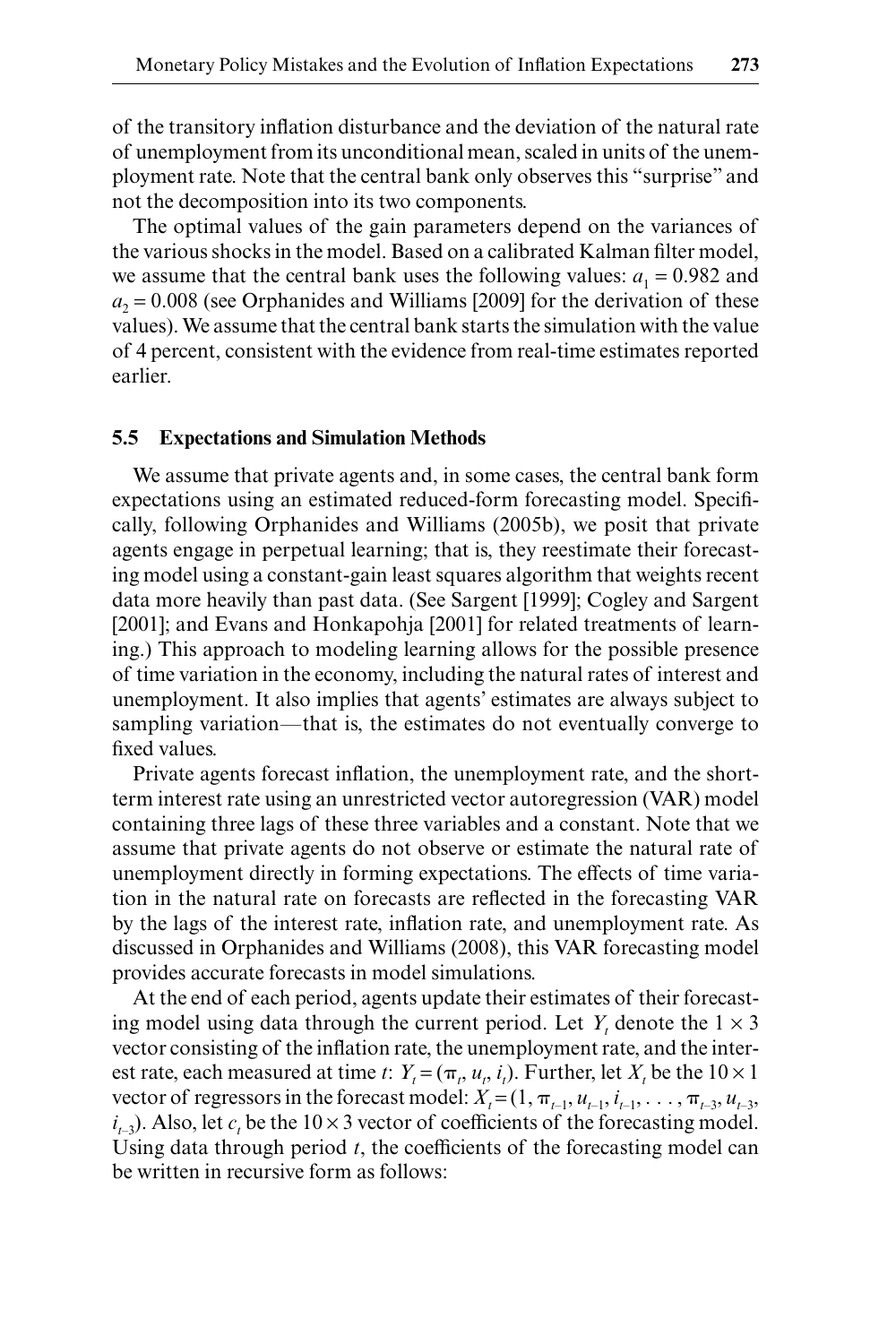of the transitory inflation disturbance and the deviation of the natural rate of unemployment from its unconditional mean, scaled in units of the unemployment rate. Note that the central bank only observes this "surprise" and not the decomposition into its two components.

The optimal values of the gain parameters depend on the variances of the various shocks in the model. Based on a calibrated Kalman filter model, we assume that the central bank uses the following values: $a_1 = 0.982$ and $a_2 = 0.008$ (see Orphanides and Williams [2009] for the derivation of these values). We assume that the central bank starts the simulation with the value of 4 percent, consistent with the evidence from real-time estimates reported earlier.

## 5.5 Expectations and Simulation Methods

We assume that private agents and, in some cases, the central bank form expectations using an estimated reduced-form forecasting model. Specifically, following Orphanides and Williams (2005b), we posit that private agents engage in perpetual learning; that is, they reestimate their forecasting model using a constant-gain least squares algorithm that weights recent data more heavily than past data. (See Sargent [1999]; Cogley and Sargent [2001]; and Evans and Honkapohja [2001] for related treatments of learning.) This approach to modeling learning allows for the possible presence of time variation in the economy, including the natural rates of interest and unemployment. It also implies that agents' estimates are always subject to sampling variation—that is, the estimates do not eventually converge to fixed values.

Private agents forecast inflation, the unemployment rate, and the short-term interest rate using an unrestricted vector autoregression (VAR) model containing three lags of these three variables and a constant. Note that we assume that private agents do not observe or estimate the natural rate of unemployment directly in forming expectations. The effects of time variation in the natural rate on forecasts are reflected in the forecasting VAR by the lags of the interest rate, inflation rate, and unemployment rate. As discussed in Orphanides and Williams (2008), this VAR forecasting model provides accurate forecasts in model simulations.

At the end of each period, agents update their estimates of their forecasting model using data through the current period. Let $Y_t$ denote the $1 \times 3$ vector consisting of the inflation rate, the unemployment rate, and the interest rate, each measured at time $t$: $Y_t = (\pi_t, u_t, i_t)$. Further, let $X_t$ be the $10 \times 1$ vector of regressors in the forecast model: $X_t = (1, \pi_{t-1}, u_{t-1}, i_{t-1}, \ldots, \pi_{t-3}, u_{t-3}, i_{t-3})$. Also, let $c_t$ be the $10 \times 3$ vector of coefficients of the forecasting model. Using data through period $t$, the coefficients of the forecasting model can be written in recursive form as follows: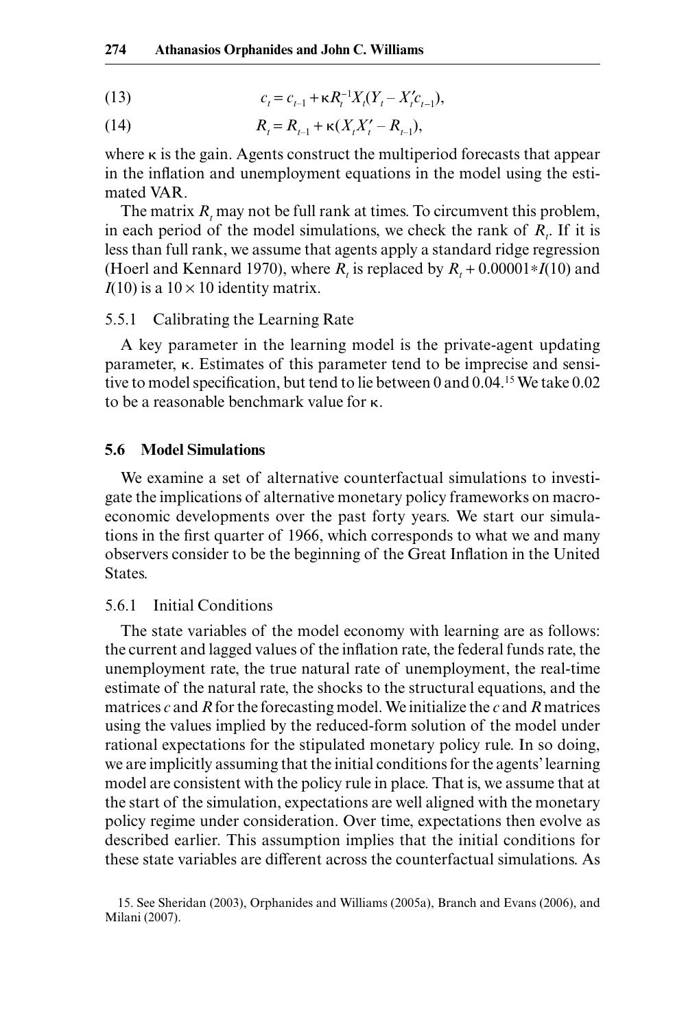$$c_t = c_{t-1} + \kappa R_t^{-1} X_t (Y_t - X_t' c_{t-1}), \tag{13}$$

$$R_t = R_{t-1} + \kappa (X_t X_t' - R_{t-1}), \tag{14}$$

where $\kappa$ is the gain. Agents construct the multiperiod forecasts that appear in the inflation and unemployment equations in the model using the estimated VAR.

The matrix $R_t$ may not be full rank at times. To circumvent this problem, in each period of the model simulations, we check the rank of $R_t$. If it is less than full rank, we assume that agents apply a standard ridge regression (Hoerl and Kennard 1970), where $R_t$ is replaced by $R_t + 0.00001 * I(10)$ and $I(10)$ is a $10 \times 10$ identity matrix.

#### 5.5.1 Calibrating the Learning Rate

A key parameter in the learning model is the private-agent updating parameter, $\kappa$. Estimates of this parameter tend to be imprecise and sensitive to model specification, but tend to lie between 0 and 0.04.[15] We take 0.02 to be a reasonable benchmark value for $\kappa$.

### 5.6 Model Simulations

We examine a set of alternative counterfactual simulations to investigate the implications of alternative monetary policy frameworks on macroeconomic developments over the past forty years. We start our simulations in the first quarter of 1966, which corresponds to what we and many observers consider to be the beginning of the Great Inflation in the United States.

#### 5.6.1 Initial Conditions

The state variables of the model economy with learning are as follows: the current and lagged values of the inflation rate, the federal funds rate, the unemployment rate, the true natural rate of unemployment, the real-time estimate of the natural rate, the shocks to the structural equations, and the matrices $c$ and $R$ for the forecasting model. We initialize the $c$ and $R$ matrices using the values implied by the reduced-form solution of the model under rational expectations for the stipulated monetary policy rule. In so doing, we are implicitly assuming that the initial conditions for the agents' learning model are consistent with the policy rule in place. That is, we assume that at the start of the simulation, expectations are well aligned with the monetary policy regime under consideration. Over time, expectations then evolve as described earlier. This assumption implies that the initial conditions for these state variables are different across the counterfactual simulations. As

15. See Sheridan (2003), Orphanides and Williams (2005a), Branch and Evans (2006), and Milani (2007).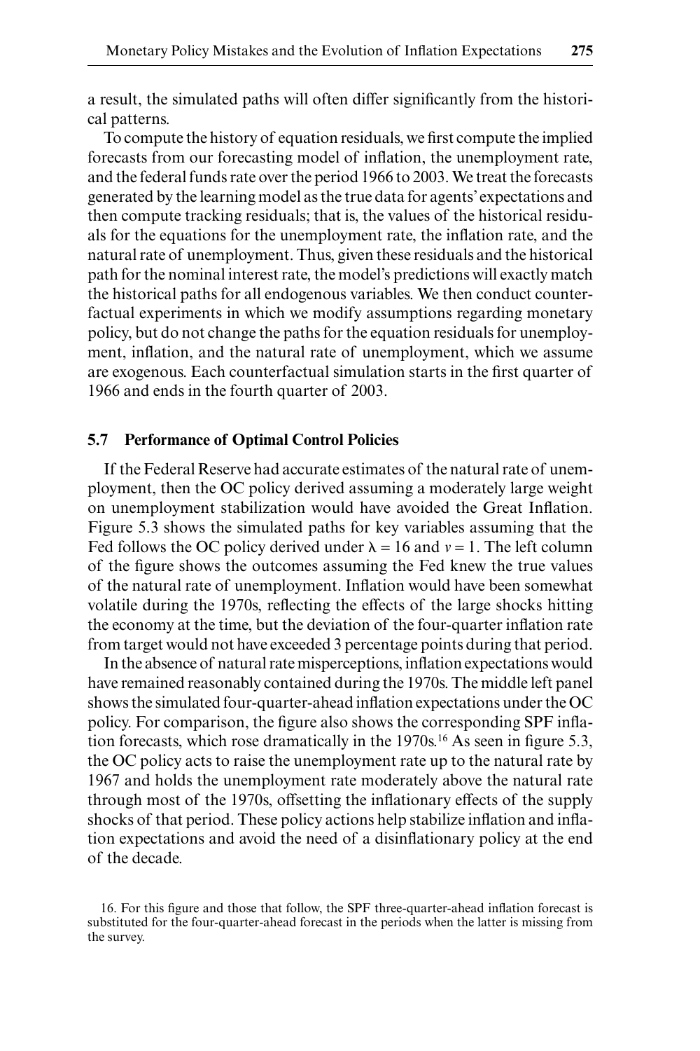a result, the simulated paths will often differ significantly from the historical patterns.

To compute the history of equation residuals, we first compute the implied forecasts from our forecasting model of inflation, the unemployment rate, and the federal funds rate over the period 1966 to 2003. We treat the forecasts generated by the learning model as the true data for agents' expectations and then compute tracking residuals; that is, the values of the historical residuals for the equations for the unemployment rate, the inflation rate, and the natural rate of unemployment. Thus, given these residuals and the historical path for the nominal interest rate, the model's predictions will exactly match the historical paths for all endogenous variables. We then conduct counterfactual experiments in which we modify assumptions regarding monetary policy, but do not change the paths for the equation residuals for unemployment, inflation, and the natural rate of unemployment, which we assume are exogenous. Each counterfactual simulation starts in the first quarter of 1966 and ends in the fourth quarter of 2003.

## 5.7 Performance of Optimal Control Policies

If the Federal Reserve had accurate estimates of the natural rate of unemployment, then the OC policy derived assuming a moderately large weight on unemployment stabilization would have avoided the Great Inflation. Figure 5.3 shows the simulated paths for key variables assuming that the Fed follows the OC policy derived under $\lambda = 16$ and $v = 1$. The left column of the figure shows the outcomes assuming the Fed knew the true values of the natural rate of unemployment. Inflation would have been somewhat volatile during the 1970s, reflecting the effects of the large shocks hitting the economy at the time, but the deviation of the four-quarter inflation rate from target would not have exceeded 3 percentage points during that period.

In the absence of natural rate misperceptions, inflation expectations would have remained reasonably contained during the 1970s. The middle left panel shows the simulated four-quarter-ahead inflation expectations under the OC policy. For comparison, the figure also shows the corresponding SPF inflation forecasts, which rose dramatically in the 1970s.[16] As seen in figure 5.3, the OC policy acts to raise the unemployment rate up to the natural rate by 1967 and holds the unemployment rate moderately above the natural rate through most of the 1970s, offsetting the inflationary effects of the supply shocks of that period. These policy actions help stabilize inflation and inflation expectations and avoid the need of a disinflationary policy at the end of the decade.

16. For this figure and those that follow, the SPF three-quarter-ahead inflation forecast is substituted for the four-quarter-ahead forecast in the periods when the latter is missing from the survey.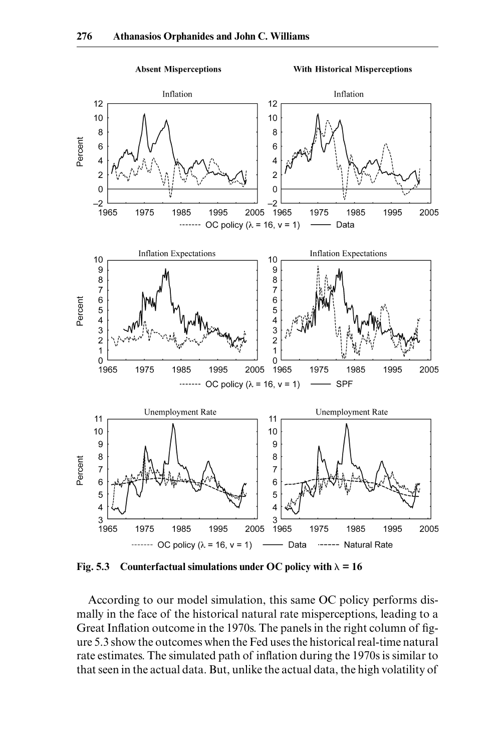**Fig. 5.3 Counterfactual simulations under OC policy with $\lambda = 16$**

According to our model simulation, this same OC policy performs dismally in the face of the historical natural rate misperceptions, leading to a Great Inflation outcome in the 1970s. The panels in the right column of figure 5.3 show the outcomes when the Fed uses the historical real-time natural rate estimates. The simulated path of inflation during the 1970s is similar to that seen in the actual data. But, unlike the actual data, the high volatility of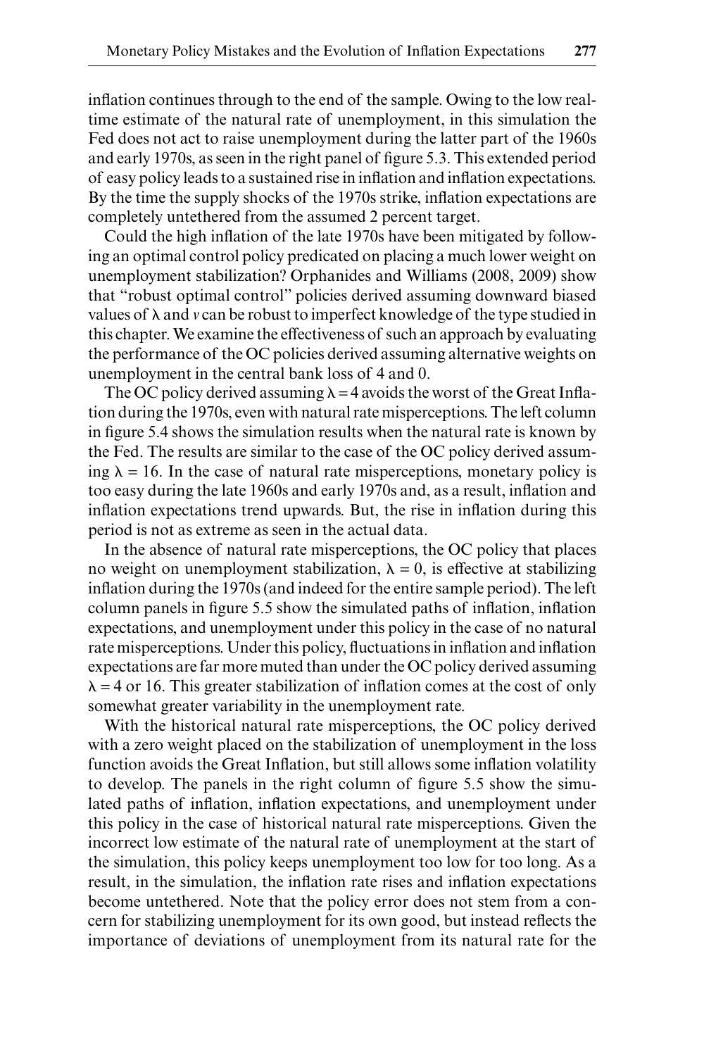inflation continues through to the end of the sample. Owing to the low real-time estimate of the natural rate of unemployment, in this simulation the Fed does not act to raise unemployment during the latter part of the 1960s and early 1970s, as seen in the right panel of figure 5.3. This extended period of easy policy leads to a sustained rise in inflation and inflation expectations. By the time the supply shocks of the 1970s strike, inflation expectations are completely untethered from the assumed 2 percent target.

Could the high inflation of the late 1970s have been mitigated by following an optimal control policy predicated on placing a much lower weight on unemployment stabilization? Orphanides and Williams (2008, 2009) show that "robust optimal control" policies derived assuming downward biased values of $\lambda$ and $v$ can be robust to imperfect knowledge of the type studied in this chapter. We examine the effectiveness of such an approach by evaluating the performance of the OC policies derived assuming alternative weights on unemployment in the central bank loss of 4 and 0.

The OC policy derived assuming $\lambda = 4$ avoids the worst of the Great Inflation during the 1970s, even with natural rate misperceptions. The left column in figure 5.4 shows the simulation results when the natural rate is known by the Fed. The results are similar to the case of the OC policy derived assuming $\lambda = 16$. In the case of natural rate misperceptions, monetary policy is too easy during the late 1960s and early 1970s and, as a result, inflation and inflation expectations trend upwards. But, the rise in inflation during this period is not as extreme as seen in the actual data.

In the absence of natural rate misperceptions, the OC policy that places no weight on unemployment stabilization, $\lambda = 0$, is effective at stabilizing inflation during the 1970s (and indeed for the entire sample period). The left column panels in figure 5.5 show the simulated paths of inflation, inflation expectations, and unemployment under this policy in the case of no natural rate misperceptions. Under this policy, fluctuations in inflation and inflation expectations are far more muted than under the OC policy derived assuming $\lambda = 4$ or 16. This greater stabilization of inflation comes at the cost of only somewhat greater variability in the unemployment rate.

With the historical natural rate misperceptions, the OC policy derived with a zero weight placed on the stabilization of unemployment in the loss function avoids the Great Inflation, but still allows some inflation volatility to develop. The panels in the right column of figure 5.5 show the simulated paths of inflation, inflation expectations, and unemployment under this policy in the case of historical natural rate misperceptions. Given the incorrect low estimate of the natural rate of unemployment at the start of the simulation, this policy keeps unemployment too low for too long. As a result, in the simulation, the inflation rate rises and inflation expectations become untethered. Note that the policy error does not stem from a concern for stabilizing unemployment for its own good, but instead reflects the importance of deviations of unemployment from its natural rate for the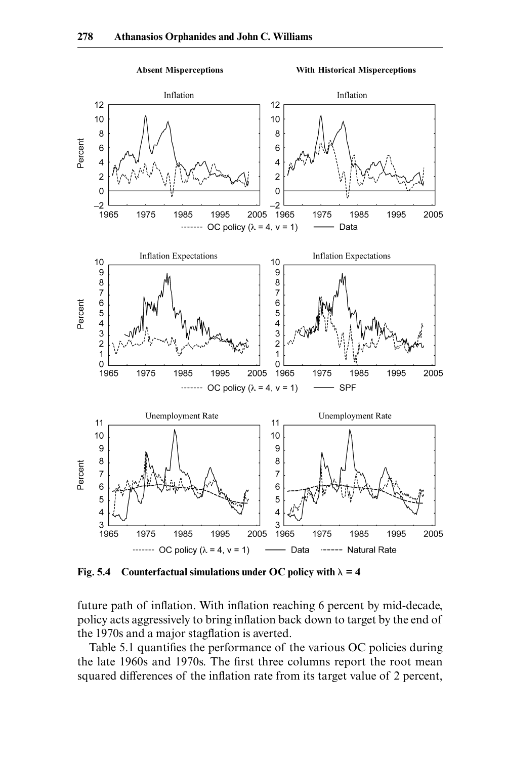Fig. 5.4 Counterfactual simulations under OC policy with $\lambda = 4$

future path of inflation. With inflation reaching 6 percent by mid-decade, policy acts aggressively to bring inflation back down to target by the end of the 1970s and a major stagflation is averted.

Table 5.1 quantifies the performance of the various OC policies during the late 1960s and 1970s. The first three columns report the root mean squared differences of the inflation rate from its target value of 2 percent,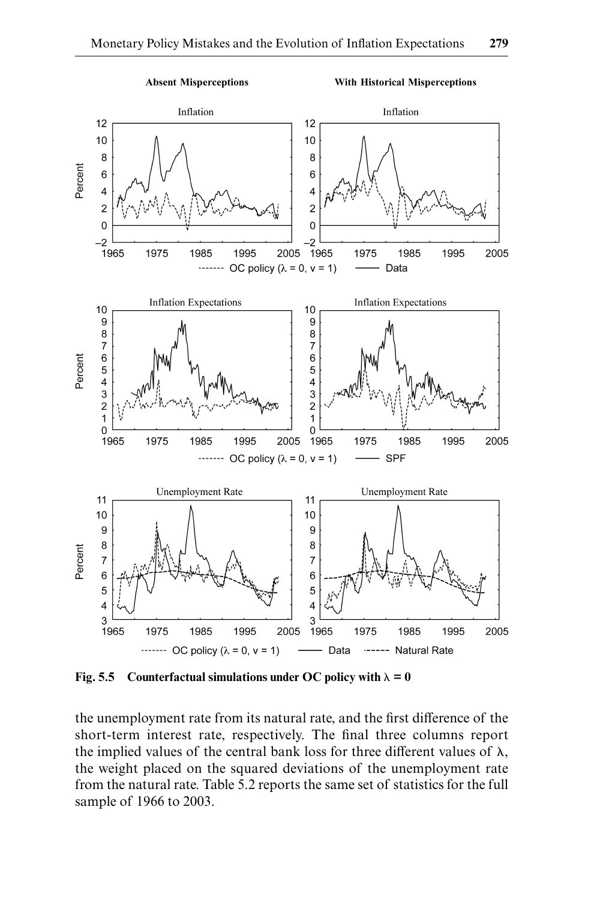**Fig. 5.5 Counterfactual simulations under OC policy with $\lambda = 0$**

the unemployment rate from its natural rate, and the first difference of the short-term interest rate, respectively. The final three columns report the implied values of the central bank loss for three different values of $\lambda$, the weight placed on the squared deviations of the unemployment rate from the natural rate. Table 5.2 reports the same set of statistics for the full sample of 1966 to 2003.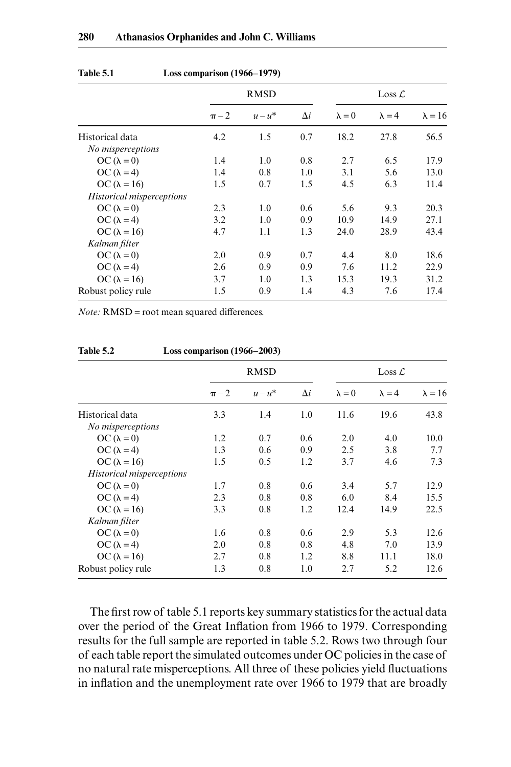**Table 5.1 Loss comparison (1966–1979)**

| | RMSD | | | Loss $\mathcal{L}$ | | |
|---|---|---|---|---|---|---|
| | $\pi - 2$ | $u - u^*$ | $\Delta i$ | $\lambda = 0$ | $\lambda = 4$ | $\lambda = 16$ |
| Historical data | 4.2 | 1.5 | 0.7 | 18.2 | 27.8 | 56.5 |
| *No misperceptions* | | | | | | |
| OC ($\lambda = 0$) | 1.4 | 1.0 | 0.8 | 2.7 | 6.5 | 17.9 |
| OC ($\lambda = 4$) | 1.4 | 0.8 | 1.0 | 3.1 | 5.6 | 13.0 |
| OC ($\lambda = 16$) | 1.5 | 0.7 | 1.5 | 4.5 | 6.3 | 11.4 |
| *Historical misperceptions* | | | | | | |
| OC ($\lambda = 0$) | 2.3 | 1.0 | 0.6 | 5.6 | 9.3 | 20.3 |
| OC ($\lambda = 4$) | 3.2 | 1.0 | 0.9 | 10.9 | 14.9 | 27.1 |
| OC ($\lambda = 16$) | 4.7 | 1.1 | 1.3 | 24.0 | 28.9 | 43.4 |
| *Kalman filter* | | | | | | |
| OC ($\lambda = 0$) | 2.0 | 0.9 | 0.7 | 4.4 | 8.0 | 18.6 |
| OC ($\lambda = 4$) | 2.6 | 0.9 | 0.9 | 7.6 | 11.2 | 22.9 |
| OC ($\lambda = 16$) | 3.7 | 1.0 | 1.3 | 15.3 | 19.3 | 31.2 |
| Robust policy rule | 1.5 | 0.9 | 1.4 | 4.3 | 7.6 | 17.4 |

*Note:* RMSD = root mean squared differences.

**Table 5.2 Loss comparison (1966–2003)**

| | RMSD | | | Loss $\mathcal{L}$ | | |
|---|---|---|---|---|---|---|
| | $\pi - 2$ | $u - u^*$ | $\Delta i$ | $\lambda = 0$ | $\lambda = 4$ | $\lambda = 16$ |
| Historical data | 3.3 | 1.4 | 1.0 | 11.6 | 19.6 | 43.8 |
| *No misperceptions* | | | | | | |
| OC ($\lambda = 0$) | 1.2 | 0.7 | 0.6 | 2.0 | 4.0 | 10.0 |
| OC ($\lambda = 4$) | 1.3 | 0.6 | 0.9 | 2.5 | 3.8 | 7.7 |
| OC ($\lambda = 16$) | 1.5 | 0.5 | 1.2 | 3.7 | 4.6 | 7.3 |
| *Historical misperceptions* | | | | | | |
| OC ($\lambda = 0$) | 1.7 | 0.8 | 0.6 | 3.4 | 5.7 | 12.9 |
| OC ($\lambda = 4$) | 2.3 | 0.8 | 0.8 | 6.0 | 8.4 | 15.5 |
| OC ($\lambda = 16$) | 3.3 | 0.8 | 1.2 | 12.4 | 14.9 | 22.5 |
| *Kalman filter* | | | | | | |
| OC ($\lambda = 0$) | 1.6 | 0.8 | 0.6 | 2.9 | 5.3 | 12.6 |
| OC ($\lambda = 4$) | 2.0 | 0.8 | 0.8 | 4.8 | 7.0 | 13.9 |
| OC ($\lambda = 16$) | 2.7 | 0.8 | 1.2 | 8.8 | 11.1 | 18.0 |
| Robust policy rule | 1.3 | 0.8 | 1.0 | 2.7 | 5.2 | 12.6 |

The first row of table 5.1 reports key summary statistics for the actual data over the period of the Great Inflation from 1966 to 1979. Corresponding results for the full sample are reported in table 5.2. Rows two through four of each table report the simulated outcomes under OC policies in the case of no natural rate misperceptions. All three of these policies yield fluctuations in inflation and the unemployment rate over 1966 to 1979 that are broadly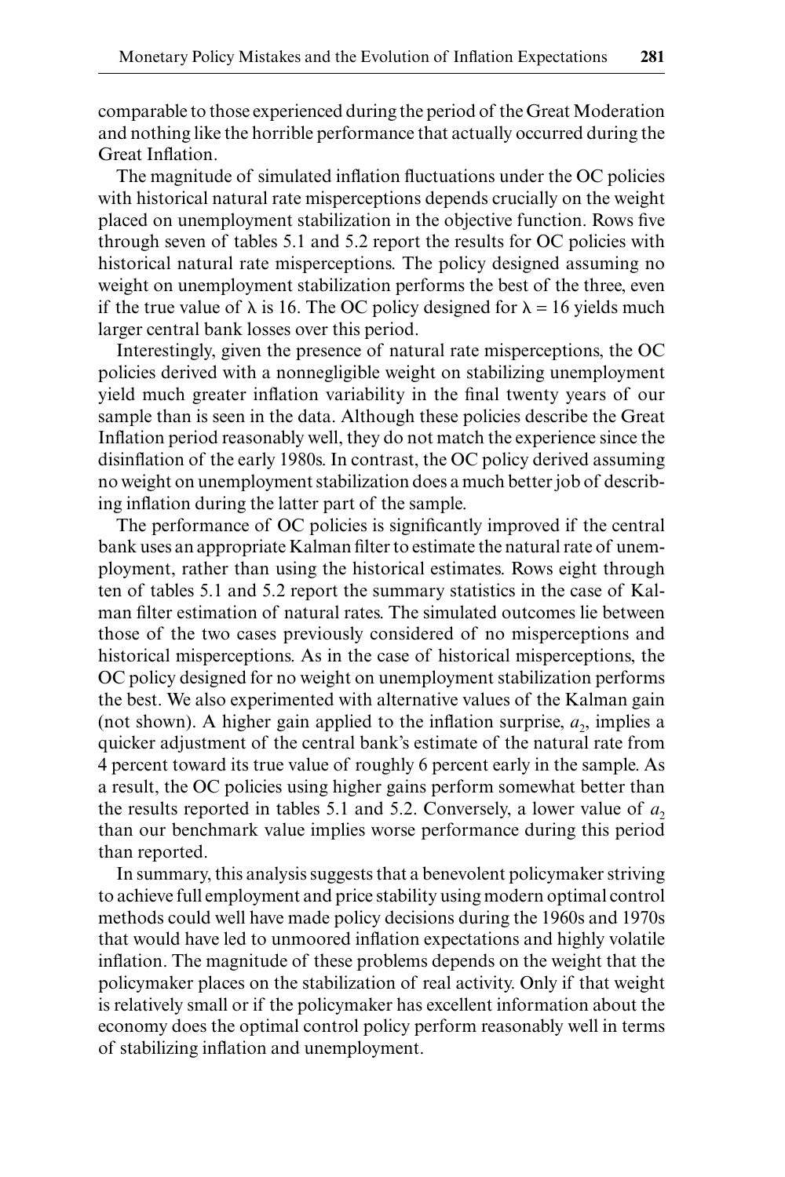comparable to those experienced during the period of the Great Moderation and nothing like the horrible performance that actually occurred during the Great Inflation.

The magnitude of simulated inflation fluctuations under the OC policies with historical natural rate misperceptions depends crucially on the weight placed on unemployment stabilization in the objective function. Rows five through seven of tables 5.1 and 5.2 report the results for OC policies with historical natural rate misperceptions. The policy designed assuming no weight on unemployment stabilization performs the best of the three, even if the true value of $\lambda$ is 16. The OC policy designed for $\lambda = 16$ yields much larger central bank losses over this period.

Interestingly, given the presence of natural rate misperceptions, the OC policies derived with a nonnegligible weight on stabilizing unemployment yield much greater inflation variability in the final twenty years of our sample than is seen in the data. Although these policies describe the Great Inflation period reasonably well, they do not match the experience since the disinflation of the early 1980s. In contrast, the OC policy derived assuming no weight on unemployment stabilization does a much better job of describing inflation during the latter part of the sample.

The performance of OC policies is significantly improved if the central bank uses an appropriate Kalman filter to estimate the natural rate of unemployment, rather than using the historical estimates. Rows eight through ten of tables 5.1 and 5.2 report the summary statistics in the case of Kalman filter estimation of natural rates. The simulated outcomes lie between those of the two cases previously considered of no misperceptions and historical misperceptions. As in the case of historical misperceptions, the OC policy designed for no weight on unemployment stabilization performs the best. We also experimented with alternative values of the Kalman gain (not shown). A higher gain applied to the inflation surprise, $a_2$, implies a quicker adjustment of the central bank's estimate of the natural rate from 4 percent toward its true value of roughly 6 percent early in the sample. As a result, the OC policies using higher gains perform somewhat better than the results reported in tables 5.1 and 5.2. Conversely, a lower value of $a_2$ than our benchmark value implies worse performance during this period than reported.

In summary, this analysis suggests that a benevolent policymaker striving to achieve full employment and price stability using modern optimal control methods could well have made policy decisions during the 1960s and 1970s that would have led to unmoored inflation expectations and highly volatile inflation. The magnitude of these problems depends on the weight that the policymaker places on the stabilization of real activity. Only if that weight is relatively small or if the policymaker has excellent information about the economy does the optimal control policy perform reasonably well in terms of stabilizing inflation and unemployment.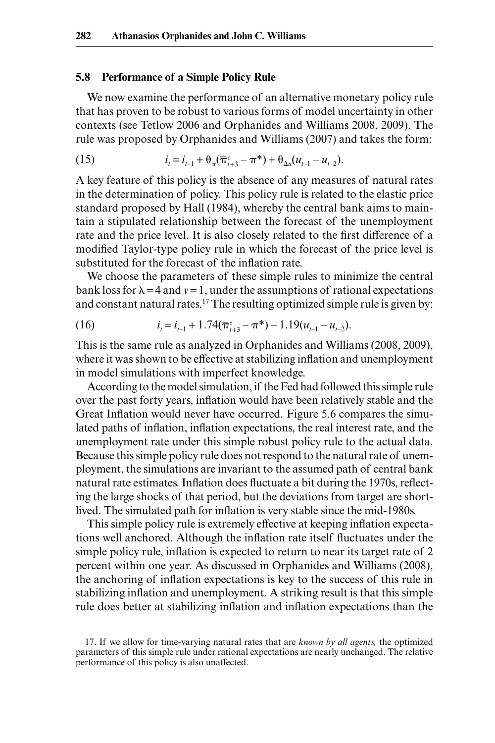### 5.8 Performance of a Simple Policy Rule

We now examine the performance of an alternative monetary policy rule that has proven to be robust to various forms of model uncertainty in other contexts (see Tetlow 2006 and Orphanides and Williams 2008, 2009). The rule was proposed by Orphanides and Williams (2007) and takes the form:

$$i_t = i_{t-1} + \theta_\pi(\overline{\pi}^e_{t+3} - \pi^*) + \theta_{\Delta u}(u_{t-1} - u_{t-2}). \tag{15}$$

A key feature of this policy is the absence of any measures of natural rates in the determination of policy. This policy rule is related to the elastic price standard proposed by Hall (1984), whereby the central bank aims to maintain a stipulated relationship between the forecast of the unemployment rate and the price level. It is also closely related to the first difference of a modified Taylor-type policy rule in which the forecast of the price level is substituted for the forecast of the inflation rate.

We choose the parameters of these simple rules to minimize the central bank loss for $\lambda = 4$ and $\nu = 1$, under the assumptions of rational expectations and constant natural rates.[17] The resulting optimized simple rule is given by:

$$i_t = i_{t-1} + 1.74(\overline{\pi}^e_{t+3} - \pi^*) - 1.19(u_{t-1} - u_{t-2}). \tag{16}$$

This is the same rule as analyzed in Orphanides and Williams (2008, 2009), where it was shown to be effective at stabilizing inflation and unemployment in model simulations with imperfect knowledge.

According to the model simulation, if the Fed had followed this simple rule over the past forty years, inflation would have been relatively stable and the Great Inflation would never have occurred. Figure 5.6 compares the simulated paths of inflation, inflation expectations, the real interest rate, and the unemployment rate under this simple robust policy rule to the actual data. Because this simple policy rule does not respond to the natural rate of unemployment, the simulations are invariant to the assumed path of central bank natural rate estimates. Inflation does fluctuate a bit during the 1970s, reflecting the large shocks of that period, but the deviations from target are short-lived. The simulated path for inflation is very stable since the mid-1980s.

This simple policy rule is extremely effective at keeping inflation expectations well anchored. Although the inflation rate itself fluctuates under the simple policy rule, inflation is expected to return to near its target rate of 2 percent within one year. As discussed in Orphanides and Williams (2008), the anchoring of inflation expectations is key to the success of this rule in stabilizing inflation and unemployment. A striking result is that this simple rule does better at stabilizing inflation and inflation expectations than the

17. If we allow for time-varying natural rates that are *known by all agents,* the optimized parameters of this simple rule under rational expectations are nearly unchanged. The relative performance of this policy is also unaffected.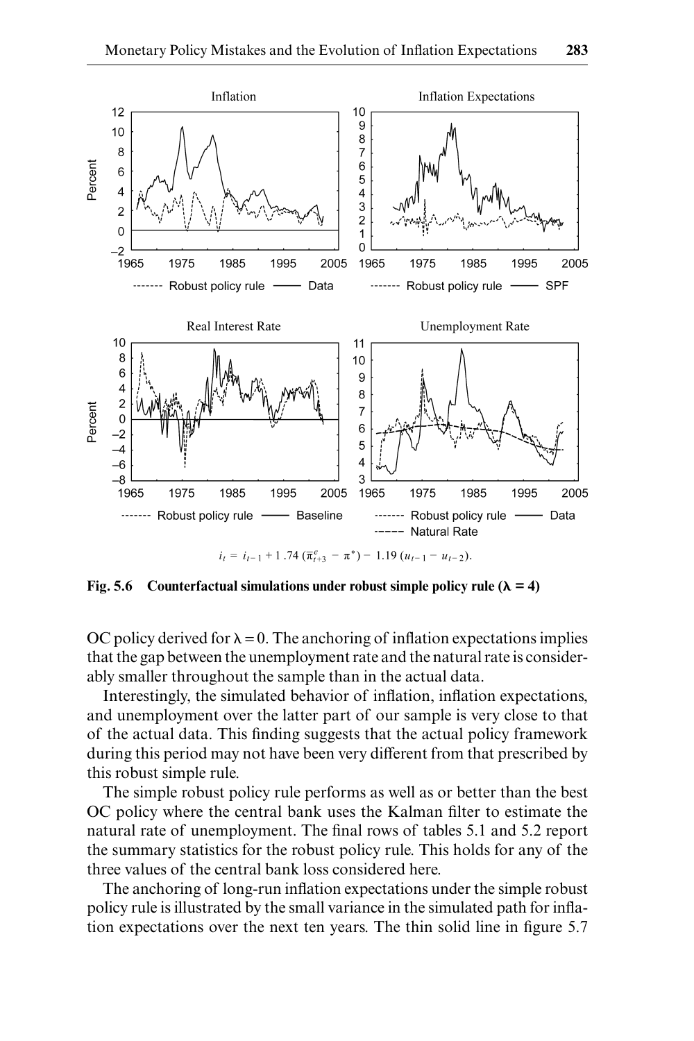$$i_t = i_{t-1} + 1.74\,(\bar{\pi}^e_{t+3} - \pi^*) - 1.19\,(u_{t-1} - u_{t-2}).$$

**Fig. 5.6 Counterfactual simulations under robust simple policy rule ($\lambda = 4$)**

OC policy derived for $\lambda = 0$. The anchoring of inflation expectations implies that the gap between the unemployment rate and the natural rate is considerably smaller throughout the sample than in the actual data.

Interestingly, the simulated behavior of inflation, inflation expectations, and unemployment over the latter part of our sample is very close to that of the actual data. This finding suggests that the actual policy framework during this period may not have been very different from that prescribed by this robust simple rule.

The simple robust policy rule performs as well as or better than the best OC policy where the central bank uses the Kalman filter to estimate the natural rate of unemployment. The final rows of tables 5.1 and 5.2 report the summary statistics for the robust policy rule. This holds for any of the three values of the central bank loss considered here.

The anchoring of long-run inflation expectations under the simple robust policy rule is illustrated by the small variance in the simulated path for inflation expectations over the next ten years. The thin solid line in figure 5.7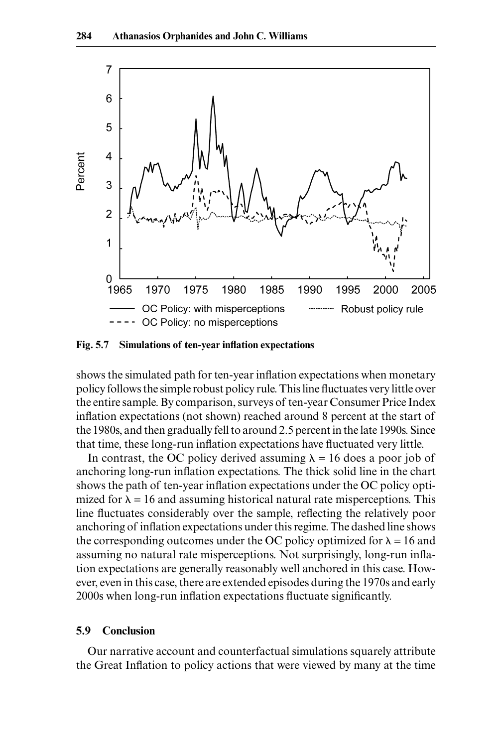**Fig. 5.7 Simulations of ten-year inflation expectations**

shows the simulated path for ten-year inflation expectations when monetary policy follows the simple robust policy rule. This line fluctuates very little over the entire sample. By comparison, surveys of ten-year Consumer Price Index inflation expectations (not shown) reached around 8 percent at the start of the 1980s, and then gradually fell to around 2.5 percent in the late 1990s. Since that time, these long-run inflation expectations have fluctuated very little.

In contrast, the OC policy derived assuming $\lambda = 16$ does a poor job of anchoring long-run inflation expectations. The thick solid line in the chart shows the path of ten-year inflation expectations under the OC policy optimized for $\lambda = 16$ and assuming historical natural rate misperceptions. This line fluctuates considerably over the sample, reflecting the relatively poor anchoring of inflation expectations under this regime. The dashed line shows the corresponding outcomes under the OC policy optimized for $\lambda = 16$ and assuming no natural rate misperceptions. Not surprisingly, long-run inflation expectations are generally reasonably well anchored in this case. However, even in this case, there are extended episodes during the 1970s and early 2000s when long-run inflation expectations fluctuate significantly.

## 5.9 Conclusion

Our narrative account and counterfactual simulations squarely attribute the Great Inflation to policy actions that were viewed by many at the time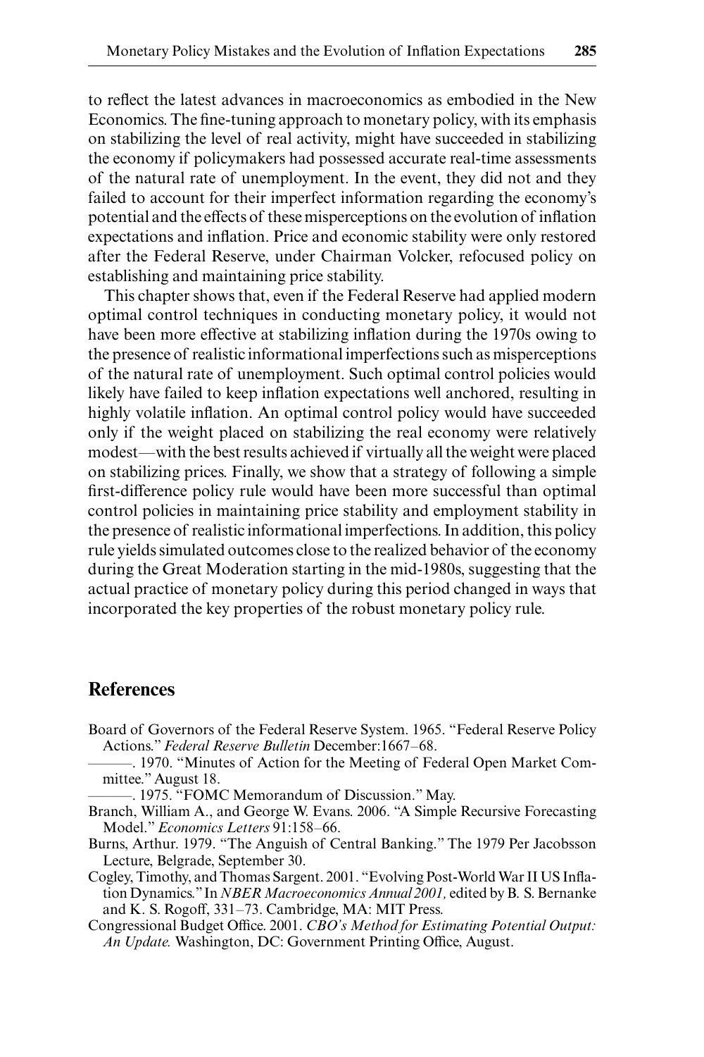to reflect the latest advances in macroeconomics as embodied in the New Economics. The fine-tuning approach to monetary policy, with its emphasis on stabilizing the level of real activity, might have succeeded in stabilizing the economy if policymakers had possessed accurate real-time assessments of the natural rate of unemployment. In the event, they did not and they failed to account for their imperfect information regarding the economy's potential and the effects of these misperceptions on the evolution of inflation expectations and inflation. Price and economic stability were only restored after the Federal Reserve, under Chairman Volcker, refocused policy on establishing and maintaining price stability.

This chapter shows that, even if the Federal Reserve had applied modern optimal control techniques in conducting monetary policy, it would not have been more effective at stabilizing inflation during the 1970s owing to the presence of realistic informational imperfections such as misperceptions of the natural rate of unemployment. Such optimal control policies would likely have failed to keep inflation expectations well anchored, resulting in highly volatile inflation. An optimal control policy would have succeeded only if the weight placed on stabilizing the real economy were relatively modest—with the best results achieved if virtually all the weight were placed on stabilizing prices. Finally, we show that a strategy of following a simple first-difference policy rule would have been more successful than optimal control policies in maintaining price stability and employment stability in the presence of realistic informational imperfections. In addition, this policy rule yields simulated outcomes close to the realized behavior of the economy during the Great Moderation starting in the mid-1980s, suggesting that the actual practice of monetary policy during this period changed in ways that incorporated the key properties of the robust monetary policy rule.

## References

Board of Governors of the Federal Reserve System. 1965. "Federal Reserve Policy Actions." *Federal Reserve Bulletin* December:1667–68.

———. 1970. "Minutes of Action for the Meeting of Federal Open Market Committee." August 18.

———. 1975. "FOMC Memorandum of Discussion." May.

Branch, William A., and George W. Evans. 2006. "A Simple Recursive Forecasting Model." *Economics Letters* 91:158–66.

Burns, Arthur. 1979. "The Anguish of Central Banking." The 1979 Per Jacobsson Lecture, Belgrade, September 30.

Cogley, Timothy, and Thomas Sargent. 2001. "Evolving Post-World War II US Inflation Dynamics." In *NBER Macroeconomics Annual 2001,* edited by B. S. Bernanke and K. S. Rogoff, 331–73. Cambridge, MA: MIT Press.

Congressional Budget Office. 2001. *CBO's Method for Estimating Potential Output: An Update.* Washington, DC: Government Printing Office, August.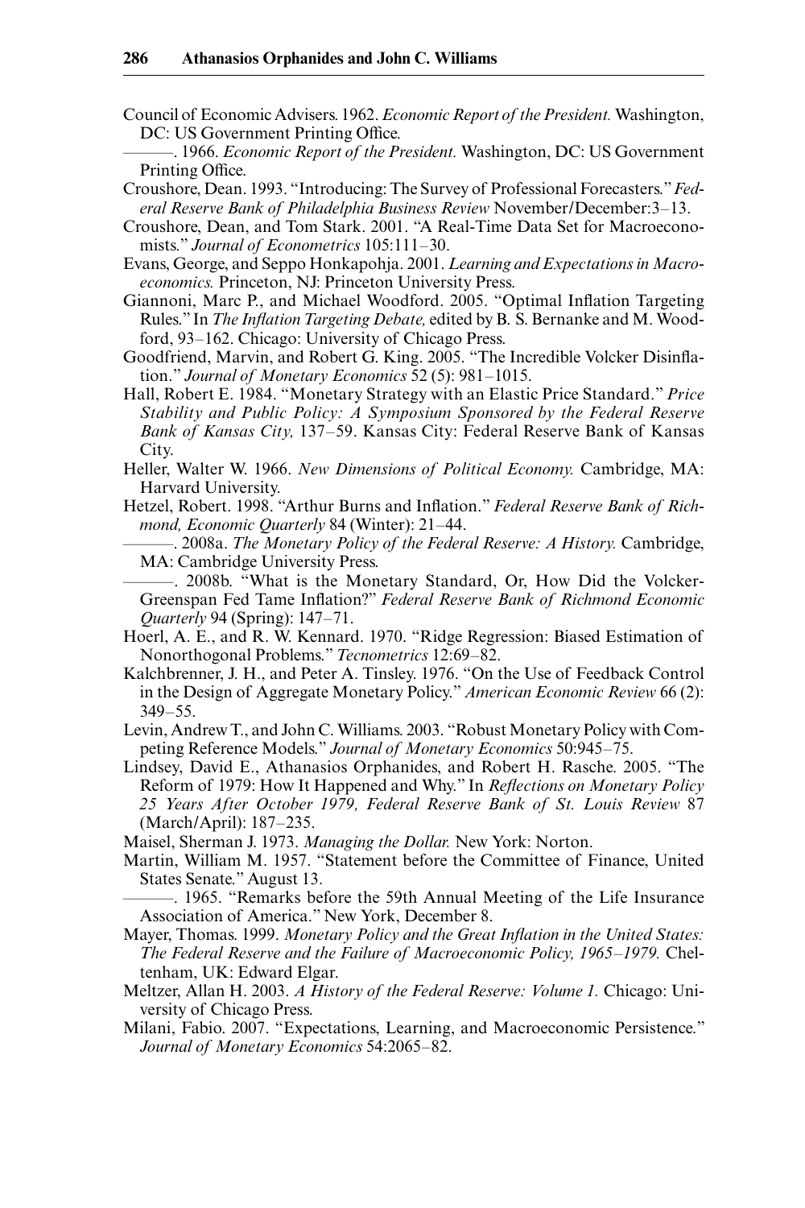Council of Economic Advisers. 1962. *Economic Report of the President.* Washington, DC: US Government Printing Office.

———. 1966. *Economic Report of the President.* Washington, DC: US Government Printing Office.

Croushore, Dean. 1993. "Introducing: The Survey of Professional Forecasters." *Federal Reserve Bank of Philadelphia Business Review* November/December:3–13.

Croushore, Dean, and Tom Stark. 2001. "A Real-Time Data Set for Macroeconomists." *Journal of Econometrics* 105:111–30.

Evans, George, and Seppo Honkapohja. 2001. *Learning and Expectations in Macroeconomics.* Princeton, NJ: Princeton University Press.

Giannoni, Marc P., and Michael Woodford. 2005. "Optimal Inflation Targeting Rules." In *The Inflation Targeting Debate,* edited by B. S. Bernanke and M. Woodford, 93–162. Chicago: University of Chicago Press.

Goodfriend, Marvin, and Robert G. King. 2005. "The Incredible Volcker Disinflation." *Journal of Monetary Economics* 52 (5): 981–1015.

Hall, Robert E. 1984. "Monetary Strategy with an Elastic Price Standard." *Price Stability and Public Policy: A Symposium Sponsored by the Federal Reserve Bank of Kansas City,* 137–59. Kansas City: Federal Reserve Bank of Kansas City.

Heller, Walter W. 1966. *New Dimensions of Political Economy.* Cambridge, MA: Harvard University.

Hetzel, Robert. 1998. "Arthur Burns and Inflation." *Federal Reserve Bank of Richmond, Economic Quarterly* 84 (Winter): 21–44.

———. 2008a. *The Monetary Policy of the Federal Reserve: A History.* Cambridge, MA: Cambridge University Press.

———. 2008b. "What is the Monetary Standard, Or, How Did the Volcker-Greenspan Fed Tame Inflation?" *Federal Reserve Bank of Richmond Economic Quarterly* 94 (Spring): 147–71.

Hoerl, A. E., and R. W. Kennard. 1970. "Ridge Regression: Biased Estimation of Nonorthogonal Problems." *Tecnometrics* 12:69–82.

Kalchbrenner, J. H., and Peter A. Tinsley. 1976. "On the Use of Feedback Control in the Design of Aggregate Monetary Policy." *American Economic Review* 66 (2): 349–55.

Levin, Andrew T., and John C. Williams. 2003. "Robust Monetary Policy with Competing Reference Models." *Journal of Monetary Economics* 50:945–75.

Lindsey, David E., Athanasios Orphanides, and Robert H. Rasche. 2005. "The Reform of 1979: How It Happened and Why." In *Reflections on Monetary Policy 25 Years After October 1979, Federal Reserve Bank of St. Louis Review* 87 (March/April): 187–235.

Maisel, Sherman J. 1973. *Managing the Dollar.* New York: Norton.

Martin, William M. 1957. "Statement before the Committee of Finance, United States Senate." August 13.

———. 1965. "Remarks before the 59th Annual Meeting of the Life Insurance Association of America." New York, December 8.

Mayer, Thomas. 1999. *Monetary Policy and the Great Inflation in the United States: The Federal Reserve and the Failure of Macroeconomic Policy, 1965–1979.* Cheltenham, UK: Edward Elgar.

Meltzer, Allan H. 2003. *A History of the Federal Reserve: Volume 1.* Chicago: University of Chicago Press.

Milani, Fabio. 2007. "Expectations, Learning, and Macroeconomic Persistence." *Journal of Monetary Economics* 54:2065–82.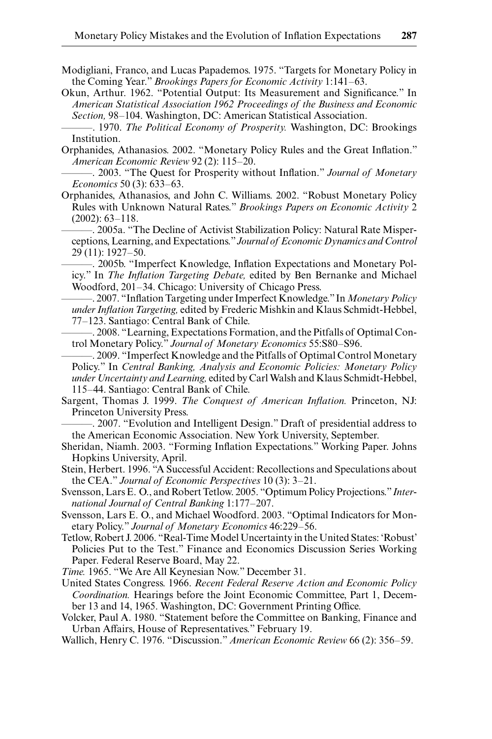Modigliani, Franco, and Lucas Papademos. 1975. "Targets for Monetary Policy in the Coming Year." *Brookings Papers for Economic Activity* 1:141–63.

Okun, Arthur. 1962. "Potential Output: Its Measurement and Significance." In *American Statistical Association 1962 Proceedings of the Business and Economic Section,* 98–104. Washington, DC: American Statistical Association.

———. 1970. *The Political Economy of Prosperity.* Washington, DC: Brookings Institution.

Orphanides, Athanasios. 2002. "Monetary Policy Rules and the Great Inflation." *American Economic Review* 92 (2): 115–20.

———. 2003. "The Quest for Prosperity without Inflation." *Journal of Monetary Economics* 50 (3): 633–63.

Orphanides, Athanasios, and John C. Williams. 2002. "Robust Monetary Policy Rules with Unknown Natural Rates." *Brookings Papers on Economic Activity* 2 (2002): 63–118.

———. 2005a. "The Decline of Activist Stabilization Policy: Natural Rate Misperceptions, Learning, and Expectations." *Journal of Economic Dynamics and Control* 29 (11): 1927–50.

———. 2005b. "Imperfect Knowledge, Inflation Expectations and Monetary Policy." In *The Inflation Targeting Debate,* edited by Ben Bernanke and Michael Woodford, 201–34. Chicago: University of Chicago Press.

———. 2007. "Inflation Targeting under Imperfect Knowledge." In *Monetary Policy under Inflation Targeting,* edited by Frederic Mishkin and Klaus Schmidt-Hebbel, 77–123. Santiago: Central Bank of Chile.

———. 2008. "Learning, Expectations Formation, and the Pitfalls of Optimal Control Monetary Policy." *Journal of Monetary Economics* 55:S80–S96.

———. 2009. "Imperfect Knowledge and the Pitfalls of Optimal Control Monetary Policy." In *Central Banking, Analysis and Economic Policies: Monetary Policy under Uncertainty and Learning,* edited by Carl Walsh and Klaus Schmidt-Hebbel, 115–44. Santiago: Central Bank of Chile.

Sargent, Thomas J. 1999. *The Conquest of American Inflation.* Princeton, NJ: Princeton University Press.

———. 2007. "Evolution and Intelligent Design." Draft of presidential address to the American Economic Association. New York University, September.

Sheridan, Niamh. 2003. "Forming Inflation Expectations." Working Paper. Johns Hopkins University, April.

Stein, Herbert. 1996. "A Successful Accident: Recollections and Speculations about the CEA." *Journal of Economic Perspectives* 10 (3): 3–21.

Svensson, Lars E. O., and Robert Tetlow. 2005. "Optimum Policy Projections." *International Journal of Central Banking* 1:177–207.

Svensson, Lars E. O., and Michael Woodford. 2003. "Optimal Indicators for Monetary Policy." *Journal of Monetary Economics* 46:229–56.

Tetlow, Robert J. 2006. "Real-Time Model Uncertainty in the United States: 'Robust' Policies Put to the Test." Finance and Economics Discussion Series Working Paper. Federal Reserve Board, May 22.

*Time.* 1965. "We Are All Keynesian Now." December 31.

United States Congress. 1966. *Recent Federal Reserve Action and Economic Policy Coordination.* Hearings before the Joint Economic Committee, Part 1, December 13 and 14, 1965. Washington, DC: Government Printing Office.

Volcker, Paul A. 1980. "Statement before the Committee on Banking, Finance and Urban Affairs, House of Representatives." February 19.

Wallich, Henry C. 1976. "Discussion." *American Economic Review* 66 (2): 356–59.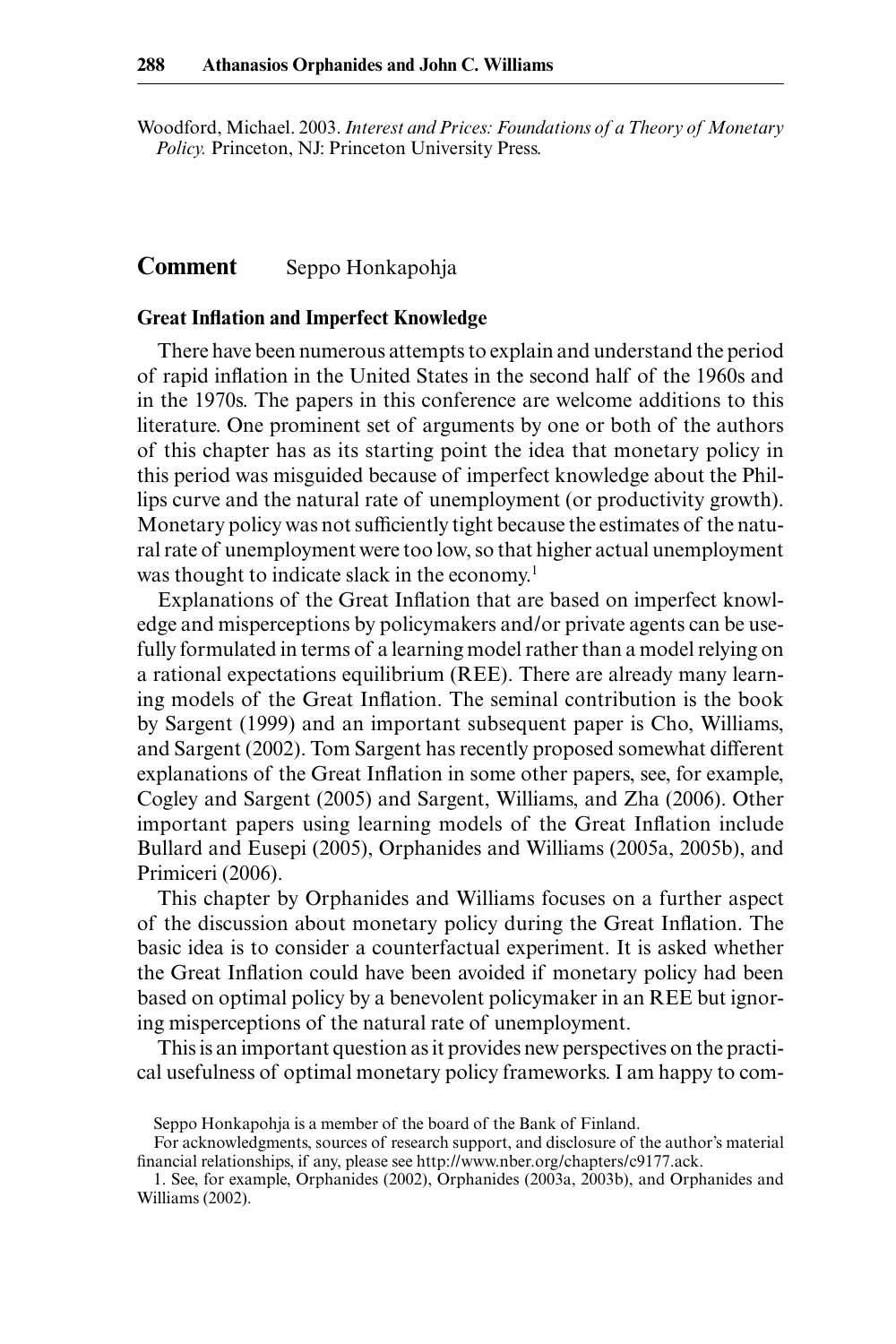Woodford, Michael. 2003. *Interest and Prices: Foundations of a Theory of Monetary Policy.* Princeton, NJ: Princeton University Press.

## Comment Seppo Honkapohja

### Great Inflation and Imperfect Knowledge

There have been numerous attempts to explain and understand the period of rapid inflation in the United States in the second half of the 1960s and in the 1970s. The papers in this conference are welcome additions to this literature. One prominent set of arguments by one or both of the authors of this chapter has as its starting point the idea that monetary policy in this period was misguided because of imperfect knowledge about the Phillips curve and the natural rate of unemployment (or productivity growth). Monetary policy was not sufficiently tight because the estimates of the natural rate of unemployment were too low, so that higher actual unemployment was thought to indicate slack in the economy.[1]

Explanations of the Great Inflation that are based on imperfect knowledge and misperceptions by policymakers and/or private agents can be usefully formulated in terms of a learning model rather than a model relying on a rational expectations equilibrium (REE). There are already many learning models of the Great Inflation. The seminal contribution is the book by Sargent (1999) and an important subsequent paper is Cho, Williams, and Sargent (2002). Tom Sargent has recently proposed somewhat different explanations of the Great Inflation in some other papers, see, for example, Cogley and Sargent (2005) and Sargent, Williams, and Zha (2006). Other important papers using learning models of the Great Inflation include Bullard and Eusepi (2005), Orphanides and Williams (2005a, 2005b), and Primiceri (2006).

This chapter by Orphanides and Williams focuses on a further aspect of the discussion about monetary policy during the Great Inflation. The basic idea is to consider a counterfactual experiment. It is asked whether the Great Inflation could have been avoided if monetary policy had been based on optimal policy by a benevolent policymaker in an REE but ignoring misperceptions of the natural rate of unemployment.

This is an important question as it provides new perspectives on the practical usefulness of optimal monetary policy frameworks. I am happy to com-

Seppo Honkapohja is a member of the board of the Bank of Finland.

For acknowledgments, sources of research support, and disclosure of the author's material financial relationships, if any, please see http://www.nber.org/chapters/c9177.ack.

1. See, for example, Orphanides (2002), Orphanides (2003a, 2003b), and Orphanides and Williams (2002).